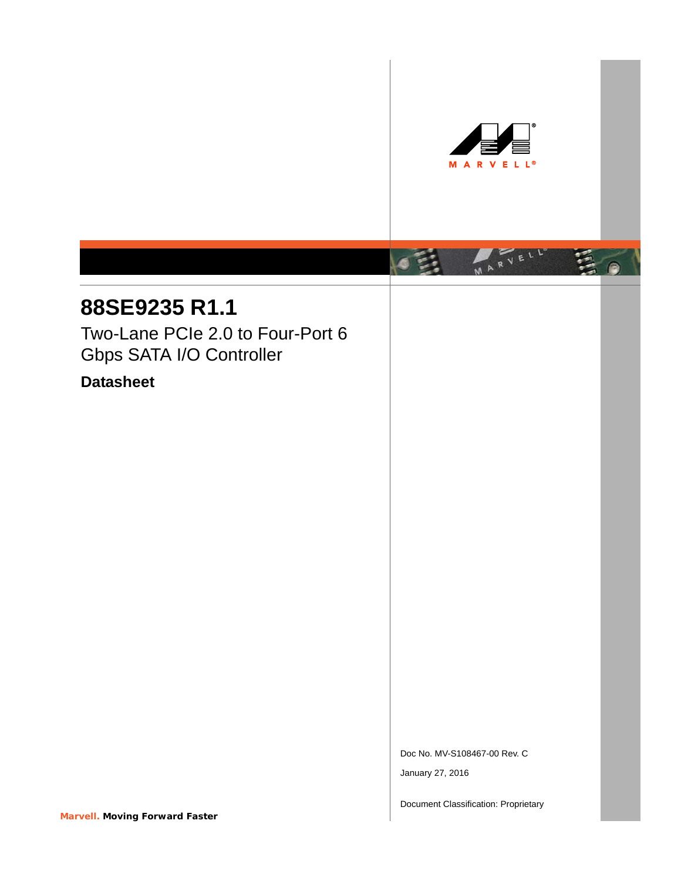# 88SE9235 R1.1

## Two-Lane PCIe 2.0 to Four-Port 6 Gbps SATA I/O Controller

### Datasheet

Doc No. MV-S108467-00 Rev. C

January 27, 2016

Document Classification: Proprietary

**Marvell. Moving Forward Faster**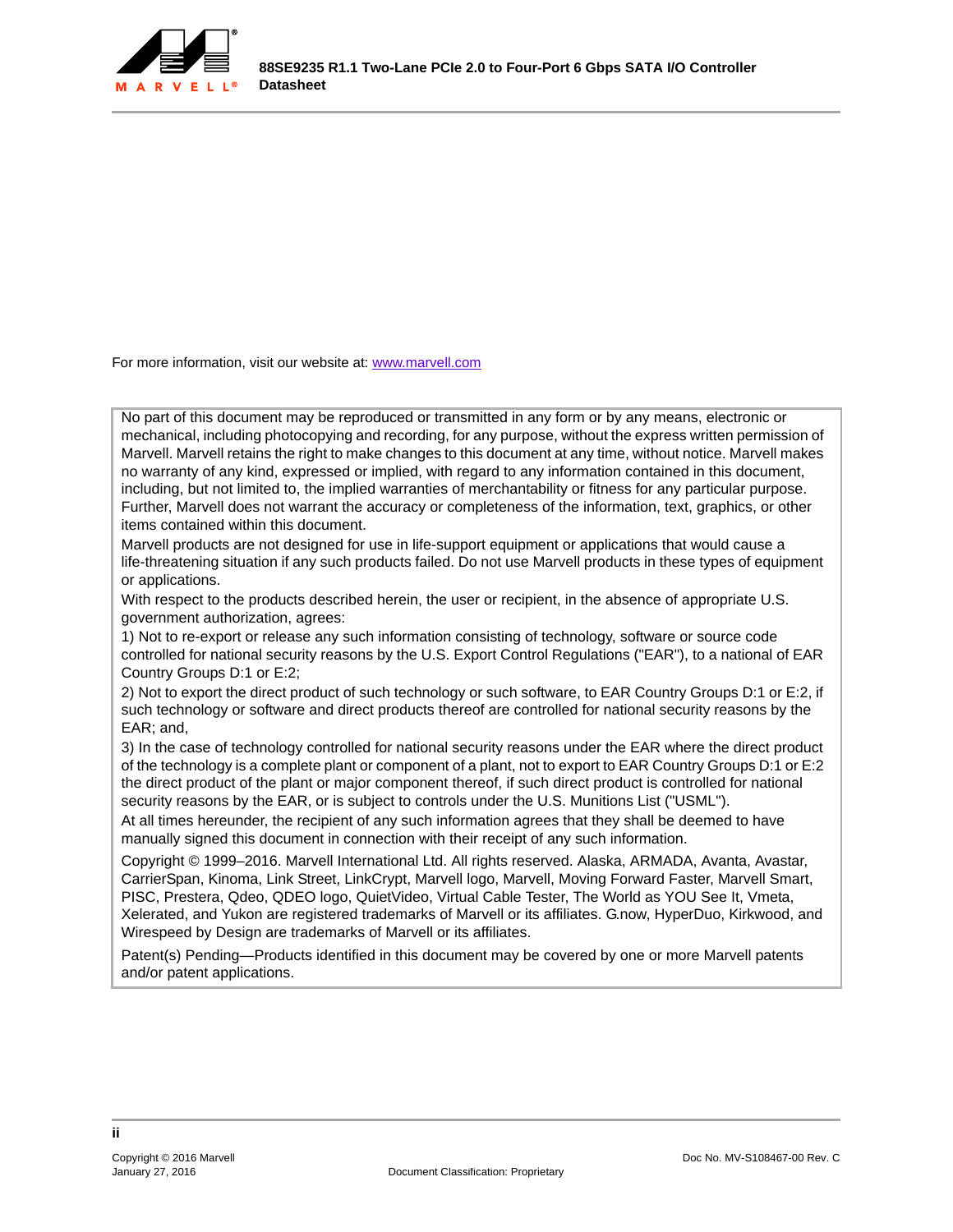For more information, visit our website at: [www.marvell.com](http://www.marvell.com)

No part of this document may be reproduced or transmitted in any form or by any means, electronic or mechanical, including photocopying and recording, for any purpose, without the express written permission of Marvell. Marvell retains the right to make changes to this document at any time, without notice. Marvell makes no warranty of any kind, expressed or implied, with regard to any information contained in this document, including, but not limited to, the implied warranties of merchantability or fitness for any particular purpose. Further, Marvell does not warrant the accuracy or completeness of the information, text, graphics, or other items contained within this document.

Marvell products are not designed for use in life-support equipment or applications that would cause a life-threatening situation if any such products failed. Do not use Marvell products in these types of equipment or applications.

With respect to the products described herein, the user or recipient, in the absence of appropriate U.S. government authorization, agrees:

1) Not to re-export or release any such information consisting of technology, software or source code controlled for national security reasons by the U.S. Export Control Regulations ("EAR"), to a national of EAR Country Groups D:1 or E:2;

2) Not to export the direct product of such technology or such software, to EAR Country Groups D:1 or E:2, if such technology or software and direct products thereof are controlled for national security reasons by the EAR; and,

3) In the case of technology controlled for national security reasons under the EAR where the direct product of the technology is a complete plant or component of a plant, not to export to EAR Country Groups D:1 or E:2 the direct product of the plant or major component thereof, if such direct product is controlled for national security reasons by the EAR, or is subject to controls under the U.S. Munitions List ("USML").

At all times hereunder, the recipient of any such information agrees that they shall be deemed to have manually signed this document in connection with their receipt of any such information.

Copyright © 1999–2016. Marvell International Ltd. All rights reserved. Alaska, ARMADA, Avanta, Avastar, CarrierSpan, Kinoma, Link Street, LinkCrypt, Marvell logo, Marvell, Moving Forward Faster, Marvell Smart, PISC, Prestera, Qdeo, QDEO logo, QuietVideo, Virtual Cable Tester, The World as YOU See It, Vmeta, Xelerated, and Yukon are registered trademarks of Marvell or its affiliates. G.now, HyperDuo, Kirkwood, and Wirespeed by Design are trademarks of Marvell or its affiliates.

Patent(s) Pending—Products identified in this document may be covered by one or more Marvell patents and/or patent applications.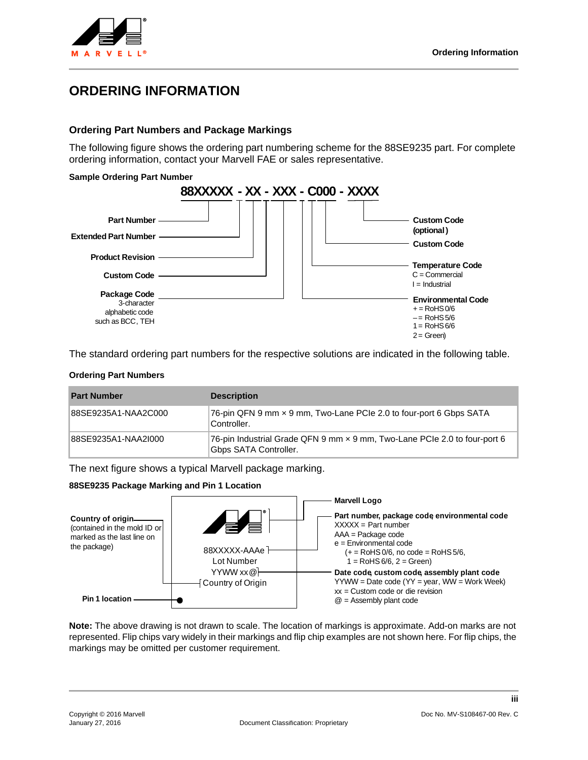# ORDERING INFORMATION

## Ordering Part Numbers and Package Markings

The following figure shows the ordering part numbering scheme for the 88SE9235 part. For complete ordering information, contact your Marvell FAE or sales representative.

**Sample Ordering Part Number**

**88XXXXX - XX - XXX - C000 - XXXX**

- **Part Number**
- **Extended Part Number**
- **Product Revision**
- **Custom Code**
- **Package Code** 3-character alphabetic code such as BCC, TEH
- **Custom Code (optional)**
- **Custom Code**
- **Temperature Code** C = Commercial, I = Industrial
- **Environmental Code** + = RoHS 0/6, – = RoHS 5/6, 1 = RoHS 6/6, 2 = Green)

The standard ordering part numbers for the respective solutions are indicated in the following table.

**Ordering Part Numbers**

| Part Number | Description |
|---|---|
| 88SE9235A1-NAA2C000 | 76-pin QFN 9 mm × 9 mm, Two-Lane PCIe 2.0 to four-port 6 Gbps SATA Controller. |
| 88SE9235A1-NAA2I000 | 76-pin Industrial Grade QFN 9 mm × 9 mm, Two-Lane PCIe 2.0 to four-port 6 Gbps SATA Controller. |

The next figure shows a typical Marvell package marking.

**88SE9235 Package Marking and Pin 1 Location**

Package marking:

```
88XXXXX-AAAe
Lot Number
YYWW xx@
Country of Origin
```

- **Country of origin** (contained in the mold ID or marked as the last line on the package)
- **Pin 1 location**
- **Marvell Logo**
- **Part number, package code, environmental code**
  - XXXXX = Part number
  - AAA = Package code
  - e = Environmental code (+ = RoHS 0/6, no code = RoHS 5/6, 1 = RoHS 6/6, 2 = Green)
- **Date code, custom code, assembly plant code**
  - YYWW = Date code (YY = year, WW = Work Week)
  - xx = Custom code or die revision
  - @ = Assembly plant code

**Note:** The above drawing is not drawn to scale. The location of markings is approximate. Add-on marks are not represented. Flip chips vary widely in their markings and flip chip examples are not shown here. For flip chips, the markings may be omitted per customer requirement.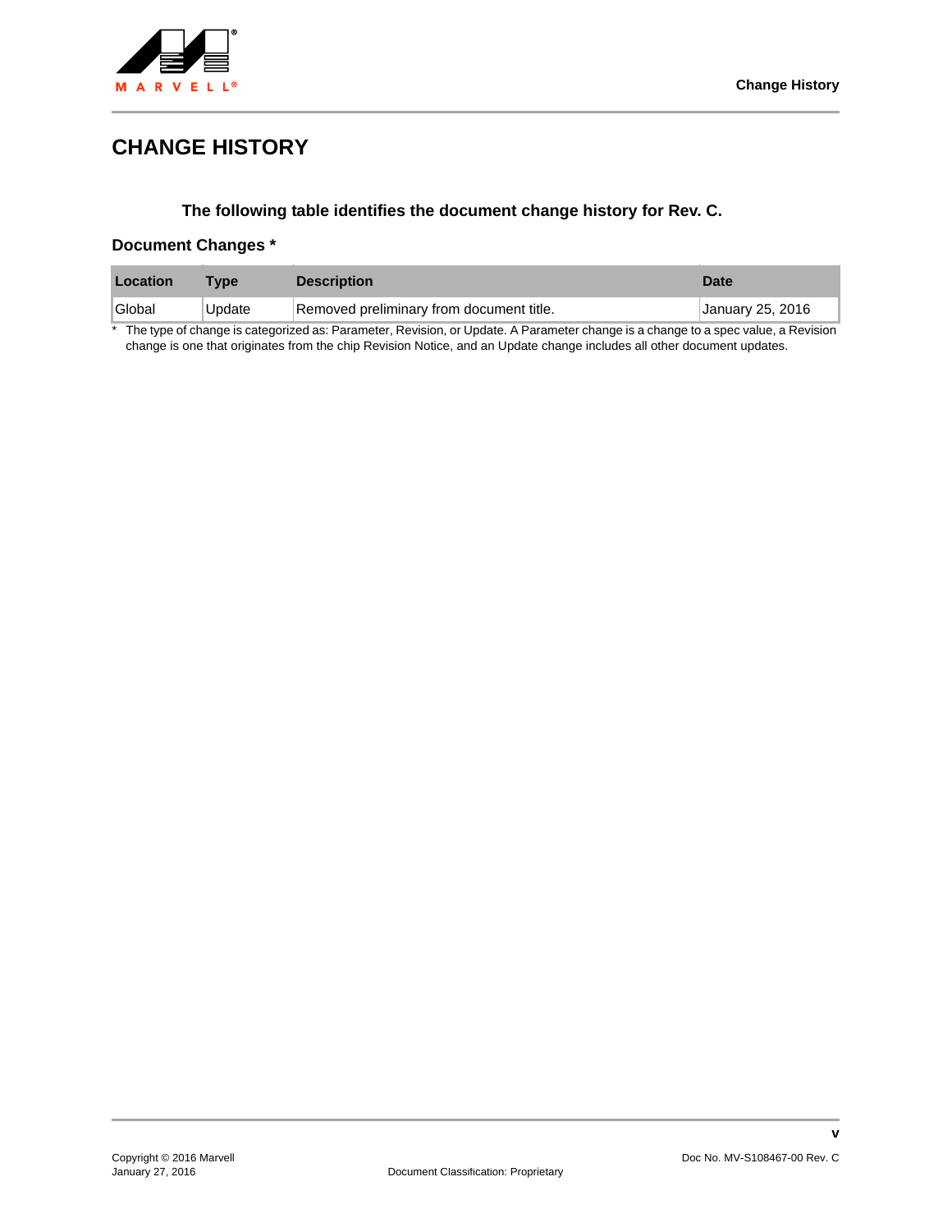# CHANGE HISTORY

**The following table identifies the document change history for Rev. C.**

### Document Changes *

| Location | Type | Description | Date |
|---|---|---|---|
| Global | Update | Removed preliminary from document title. | January 25, 2016 |

\* The type of change is categorized as: Parameter, Revision, or Update. A Parameter change is a change to a spec value, a Revision change is one that originates from the chip Revision Notice, and an Update change includes all other document updates.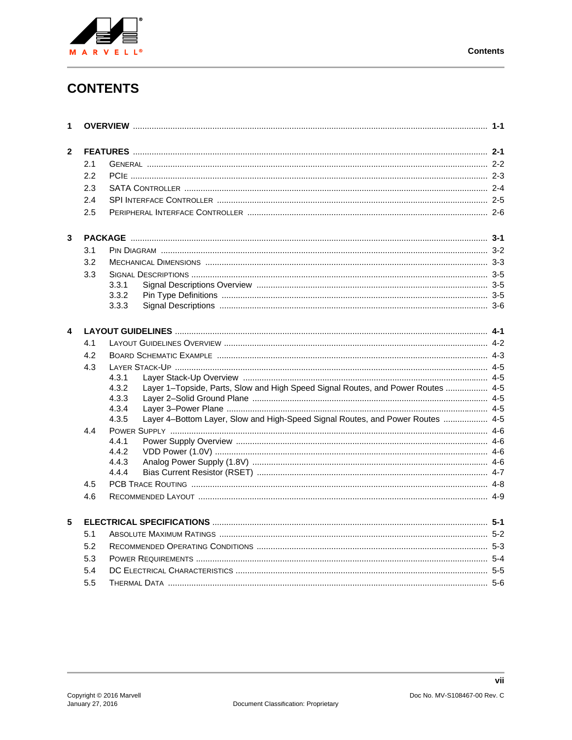# CONTENTS

**1 OVERVIEW** ........ **1-1**

**2 FEATURES** ........ **2-1**

- 2.1 General ........ 2-2
- 2.2 PCIe ........ 2-3
- 2.3 SATA Controller ........ 2-4
- 2.4 SPI Interface Controller ........ 2-5
- 2.5 Peripheral Interface Controller ........ 2-6

**3 PACKAGE** ........ **3-1**

- 3.1 Pin Diagram ........ 3-2
- 3.2 Mechanical Dimensions ........ 3-3
- 3.3 Signal Descriptions ........ 3-5
  - 3.3.1 Signal Descriptions Overview ........ 3-5
  - 3.3.2 Pin Type Definitions ........ 3-5
  - 3.3.3 Signal Descriptions ........ 3-6

**4 LAYOUT GUIDELINES** ........ **4-1**

- 4.1 Layout Guidelines Overview ........ 4-2
- 4.2 Board Schematic Example ........ 4-3
- 4.3 Layer Stack-Up ........ 4-5
  - 4.3.1 Layer Stack-Up Overview ........ 4-5
  - 4.3.2 Layer 1–Topside, Parts, Slow and High Speed Signal Routes, and Power Routes ........ 4-5
  - 4.3.3 Layer 2–Solid Ground Plane ........ 4-5
  - 4.3.4 Layer 3–Power Plane ........ 4-5
  - 4.3.5 Layer 4–Bottom Layer, Slow and High-Speed Signal Routes, and Power Routes ........ 4-5
- 4.4 Power Supply ........ 4-6
  - 4.4.1 Power Supply Overview ........ 4-6
  - 4.4.2 VDD Power (1.0V) ........ 4-6
  - 4.4.3 Analog Power Supply (1.8V) ........ 4-6
  - 4.4.4 Bias Current Resistor (RSET) ........ 4-7
- 4.5 PCB Trace Routing ........ 4-8
- 4.6 Recommended Layout ........ 4-9

**5 ELECTRICAL SPECIFICATIONS** ........ **5-1**

- 5.1 Absolute Maximum Ratings ........ 5-2
- 5.2 Recommended Operating Conditions ........ 5-3
- 5.3 Power Requirements ........ 5-4
- 5.4 DC Electrical Characteristics ........ 5-5
- 5.5 Thermal Data ........ 5-6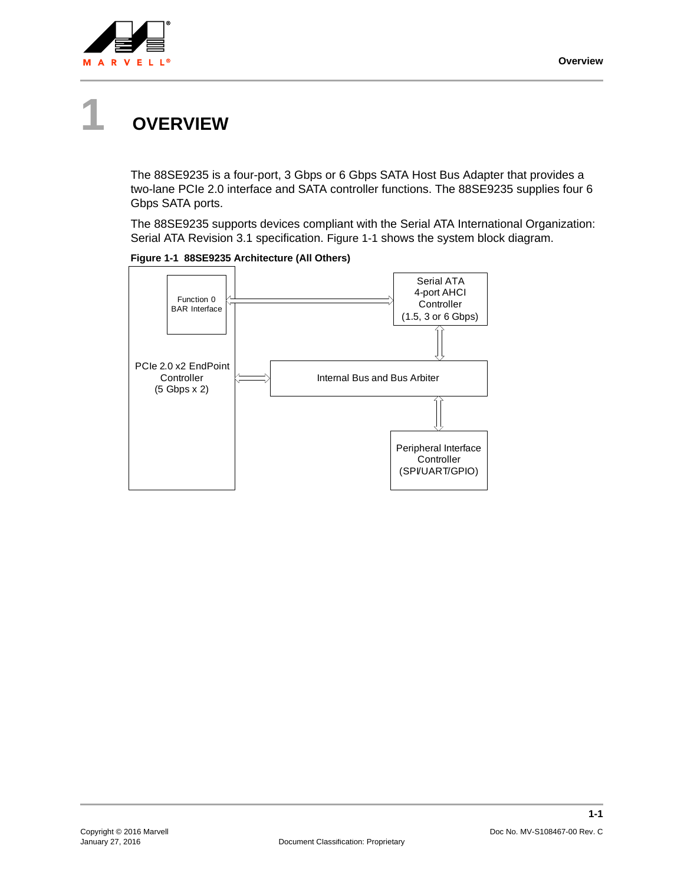# 1 OVERVIEW

The 88SE9235 is a four-port, 3 Gbps or 6 Gbps SATA Host Bus Adapter that provides a two-lane PCIe 2.0 interface and SATA controller functions. The 88SE9235 supplies four 6 Gbps SATA ports.

The 88SE9235 supports devices compliant with the Serial ATA International Organization: Serial ATA Revision 3.1 specification. Figure 1-1 shows the system block diagram.

**Figure 1-1 88SE9235 Architecture (All Others)**

Function 0 BAR Interface

PCIe 2.0 x2 EndPoint Controller (5 Gbps x 2)

Serial ATA 4-port AHCI Controller (1.5, 3 or 6 Gbps)

Internal Bus and Bus Arbiter

Peripheral Interface Controller (SPI/UART/GPIO)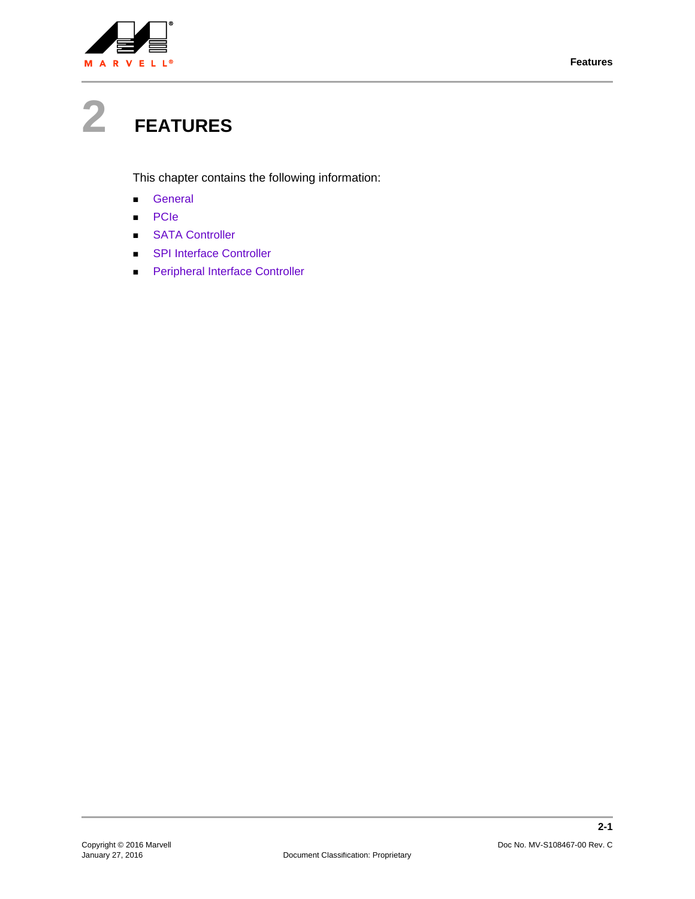# 2 FEATURES

This chapter contains the following information:

- General
- PCIe
- SATA Controller
- SPI Interface Controller
- Peripheral Interface Controller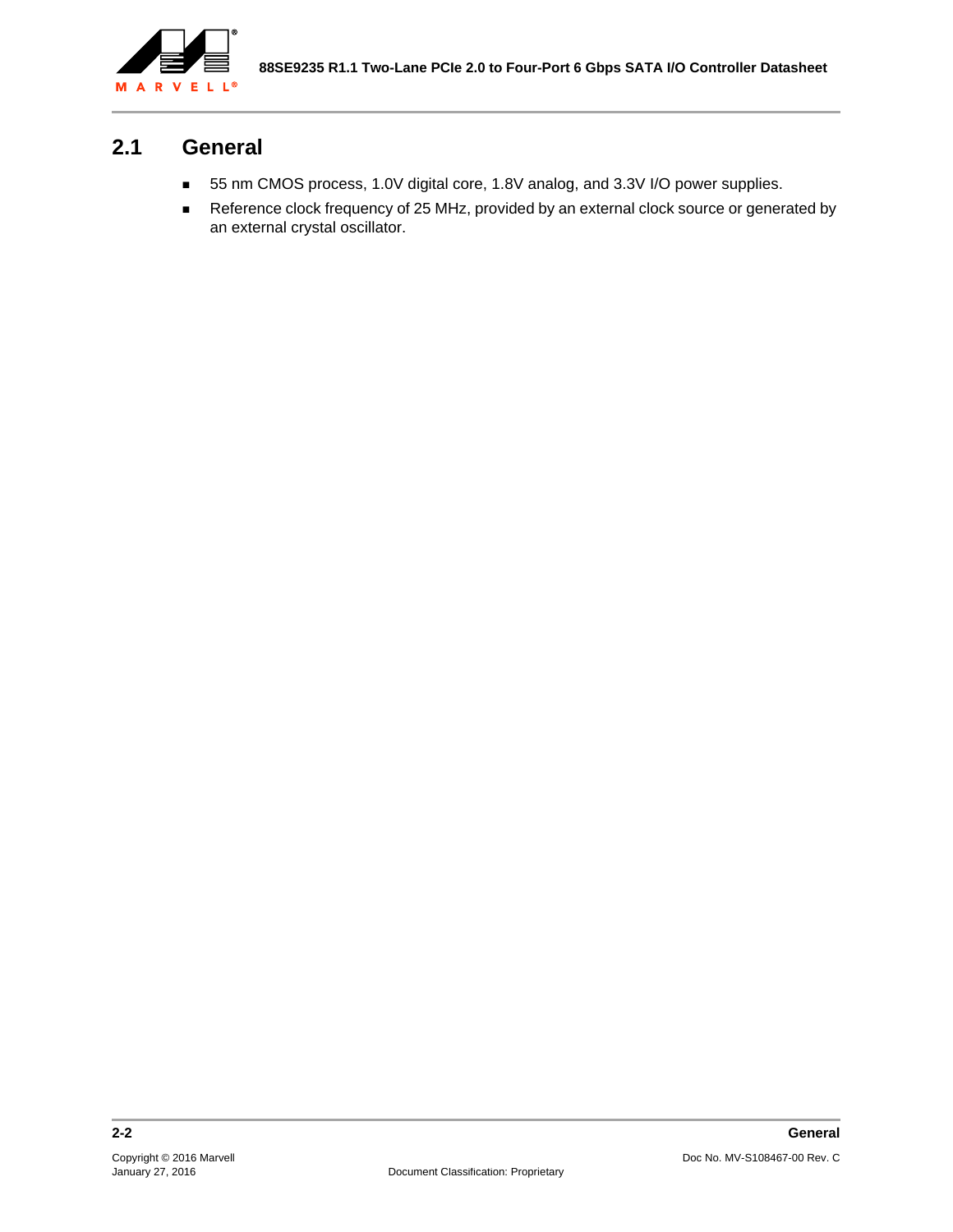## 2.1 General

- 55 nm CMOS process, 1.0V digital core, 1.8V analog, and 3.3V I/O power supplies.
- Reference clock frequency of 25 MHz, provided by an external clock source or generated by an external crystal oscillator.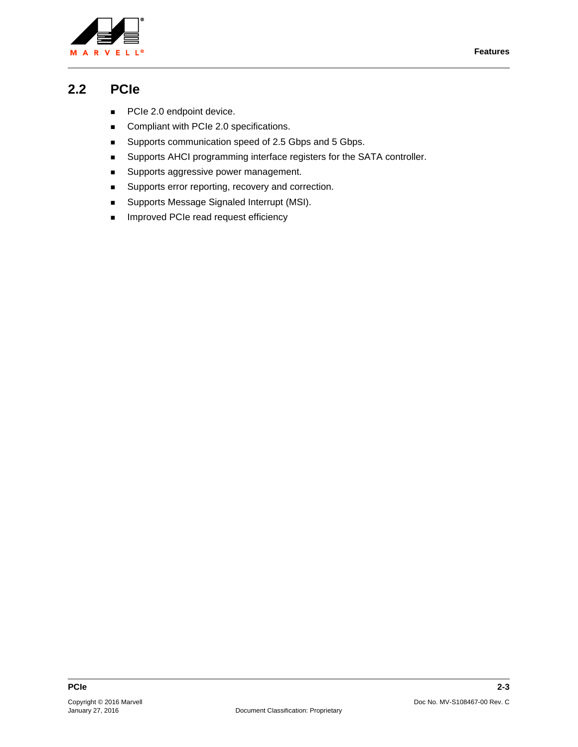## 2.2 PCIe

- PCIe 2.0 endpoint device.
- Compliant with PCIe 2.0 specifications.
- Supports communication speed of 2.5 Gbps and 5 Gbps.
- Supports AHCI programming interface registers for the SATA controller.
- Supports aggressive power management.
- Supports error reporting, recovery and correction.
- Supports Message Signaled Interrupt (MSI).
- Improved PCIe read request efficiency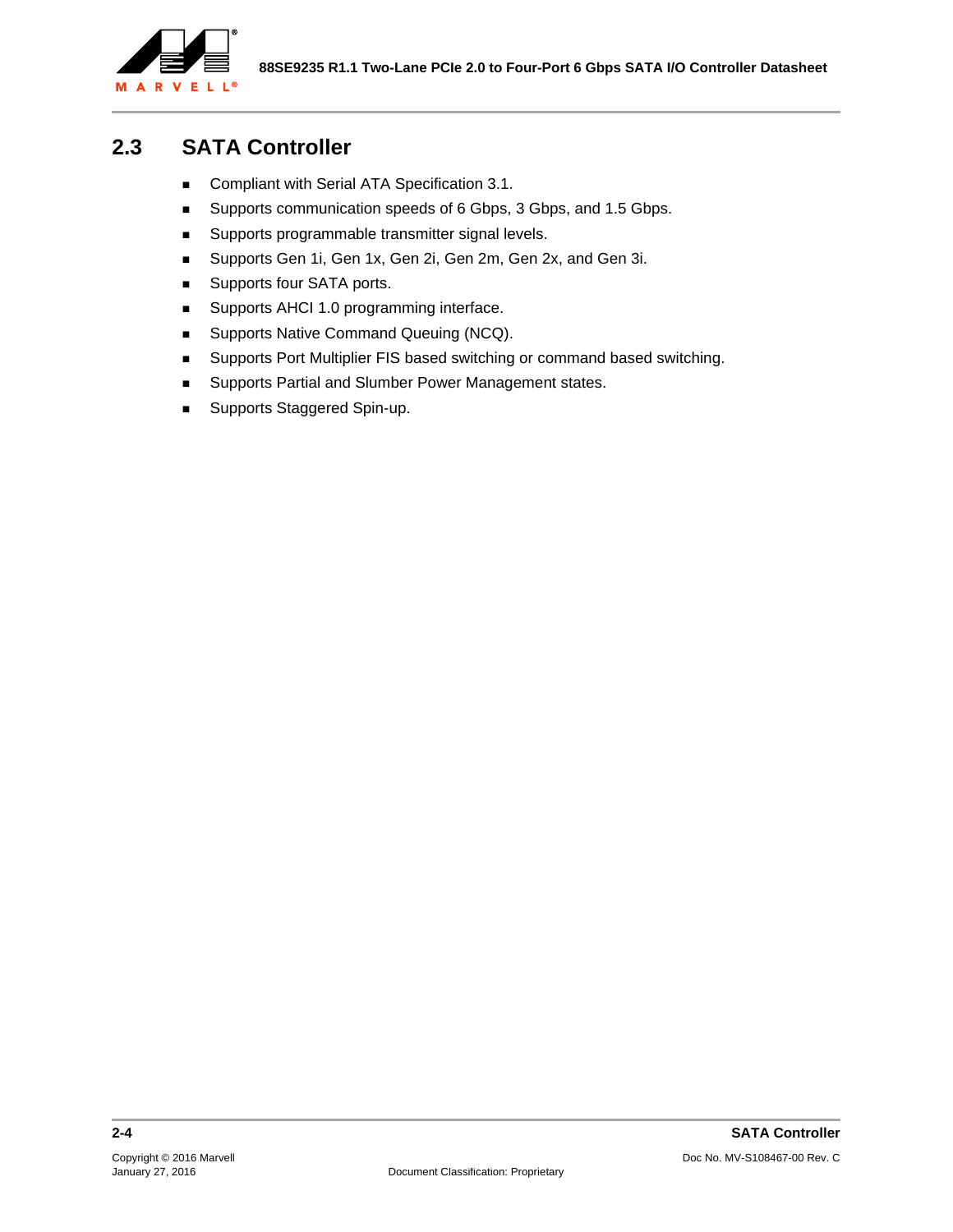## 2.3 SATA Controller

- Compliant with Serial ATA Specification 3.1.
- Supports communication speeds of 6 Gbps, 3 Gbps, and 1.5 Gbps.
- Supports programmable transmitter signal levels.
- Supports Gen 1i, Gen 1x, Gen 2i, Gen 2m, Gen 2x, and Gen 3i.
- Supports four SATA ports.
- Supports AHCI 1.0 programming interface.
- Supports Native Command Queuing (NCQ).
- Supports Port Multiplier FIS based switching or command based switching.
- Supports Partial and Slumber Power Management states.
- Supports Staggered Spin-up.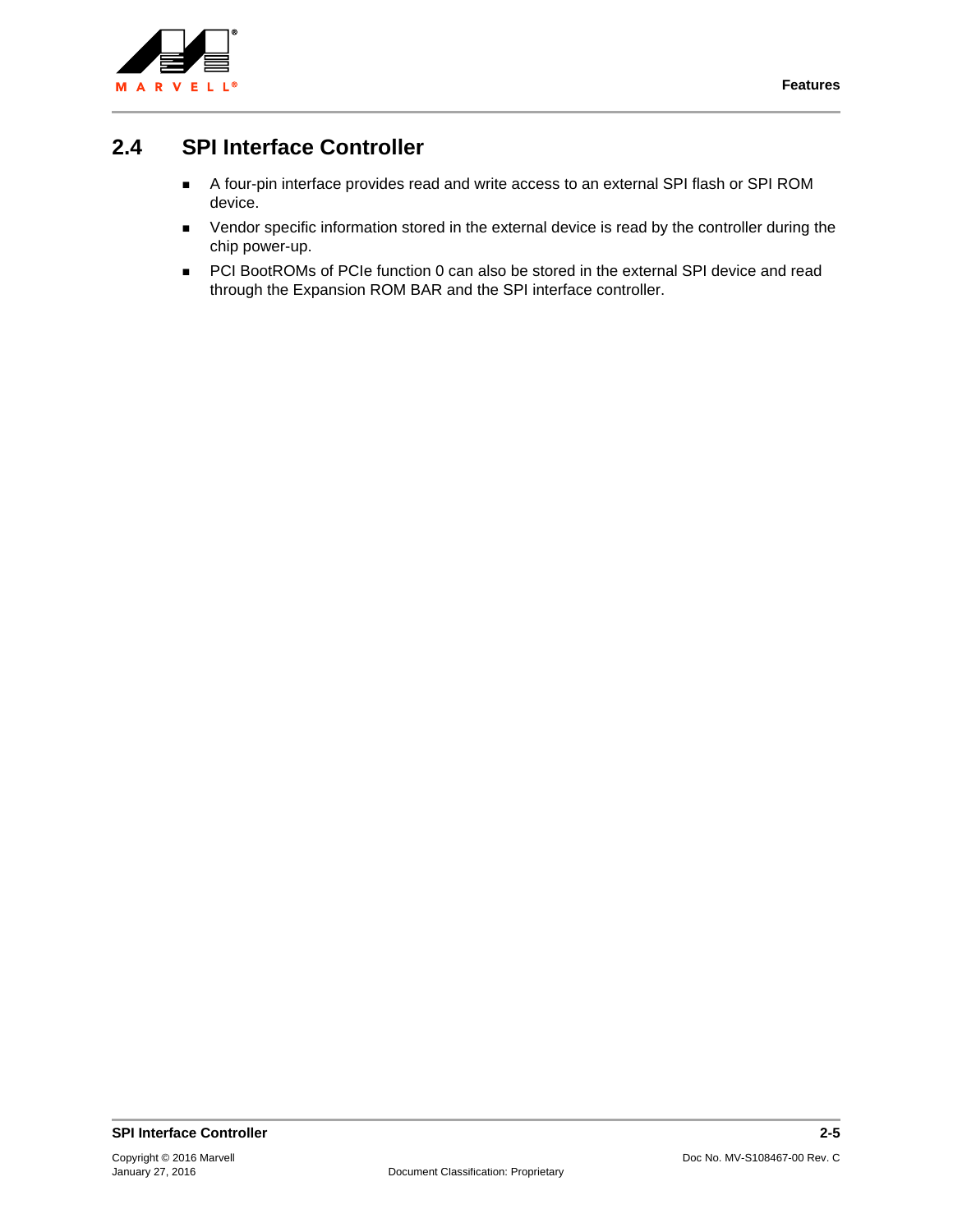## 2.4 SPI Interface Controller

- A four-pin interface provides read and write access to an external SPI flash or SPI ROM device.
- Vendor specific information stored in the external device is read by the controller during the chip power-up.
- PCI BootROMs of PCIe function 0 can also be stored in the external SPI device and read through the Expansion ROM BAR and the SPI interface controller.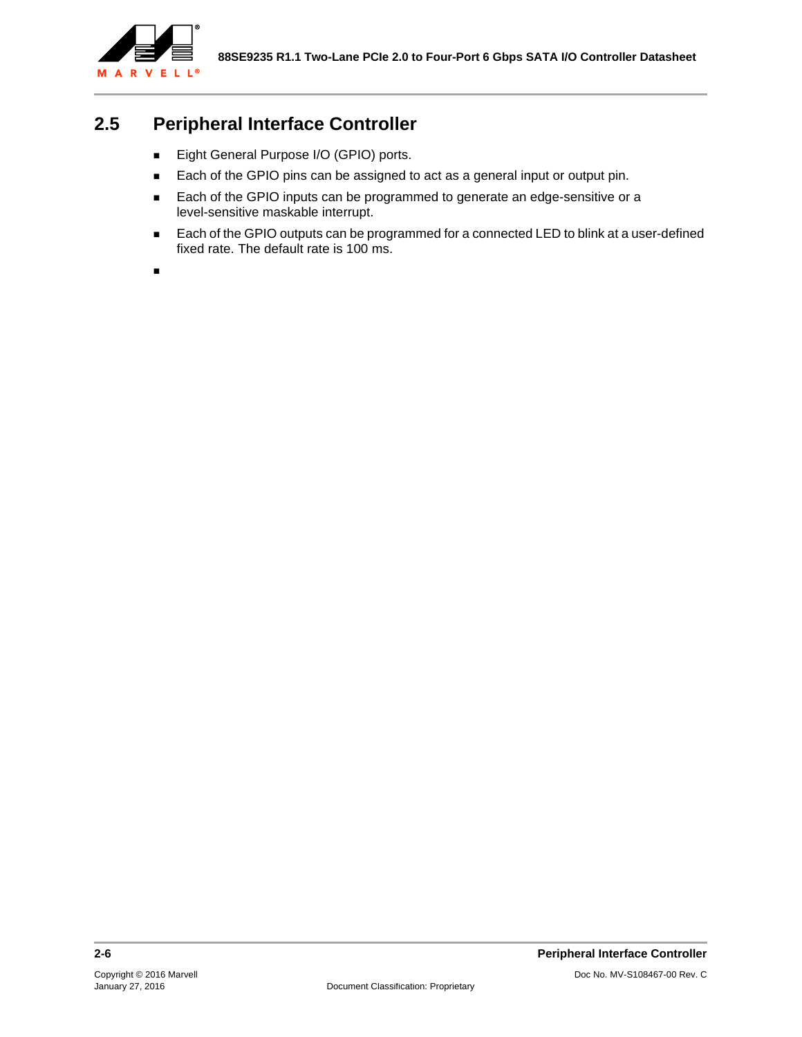## 2.5 Peripheral Interface Controller

- Eight General Purpose I/O (GPIO) ports.
- Each of the GPIO pins can be assigned to act as a general input or output pin.
- Each of the GPIO inputs can be programmed to generate an edge-sensitive or a level-sensitive maskable interrupt.
- Each of the GPIO outputs can be programmed for a connected LED to blink at a user-defined fixed rate. The default rate is 100 ms.
-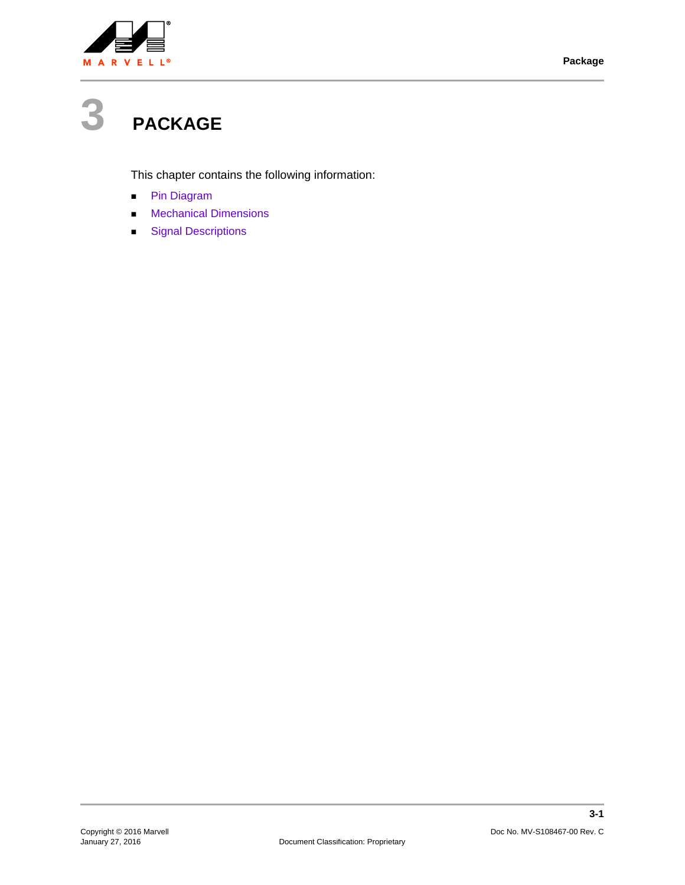# 3 PACKAGE

This chapter contains the following information:

- Pin Diagram
- Mechanical Dimensions
- Signal Descriptions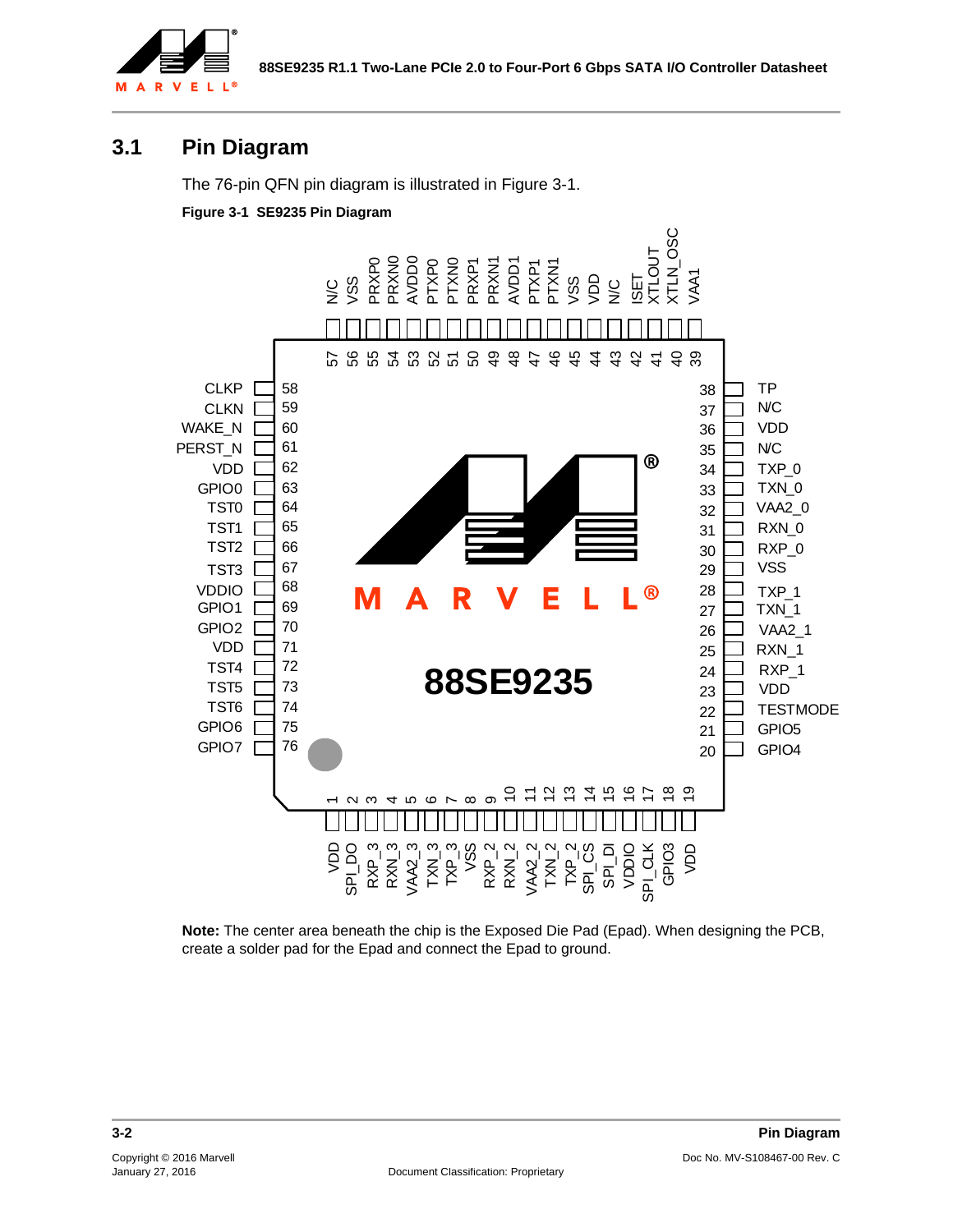## 3.1 Pin Diagram

The 76-pin QFN pin diagram is illustrated in Figure 3-1.

**Figure 3-1 SE9235 Pin Diagram**

| Pin | Name | Pin | Name | Pin | Name | Pin | Name |
|---|---|---|---|---|---|---|---|
| 1 | VDD | 20 | GPIO4 | 39 | VAA1 | 58 | CLKP |
| 2 | SPI_DO | 21 | GPIO5 | 40 | XTLN_OSC | 59 | CLKN |
| 3 | RXP_3 | 22 | TESTMODE | 41 | XTLOUT | 60 | WAKE_N |
| 4 | RXN_3 | 23 | VDD | 42 | ISET | 61 | PERST_N |
| 5 | VAA2_3 | 24 | RXP_1 | 43 | N/C | 62 | VDD |
| 6 | TXN_3 | 25 | RXN_1 | 44 | VDD | 63 | GPIO0 |
| 7 | TXP_3 | 26 | VAA2_1 | 45 | VSS | 64 | TST0 |
| 8 | VSS | 27 | TXN_1 | 46 | PTXN1 | 65 | TST1 |
| 9 | RXP_2 | 28 | TXP_1 | 47 | PTXP1 | 66 | TST2 |
| 10 | RXN_2 | 29 | VSS | 48 | AVDD1 | 67 | TST3 |
| 11 | VAA2_2 | 30 | RXP_0 | 49 | PRXN1 | 68 | VDDIO |
| 12 | TXN_2 | 31 | RXN_0 | 50 | PRXP1 | 69 | GPIO1 |
| 13 | TXP_2 | 32 | VAA2_0 | 51 | PTXN0 | 70 | GPIO2 |
| 14 | SPI_CS | 33 | TXN_0 | 52 | PTXP0 | 71 | VDD |
| 15 | SPI_DI | 34 | TXP_0 | 53 | AVDD0 | 72 | TST4 |
| 16 | VDDIO | 35 | N/C | 54 | PRXN0 | 73 | TST5 |
| 17 | SPI_CLK | 36 | VDD | 55 | PRXP0 | 74 | TST6 |
| 18 | GPIO3 | 37 | N/C | 56 | VSS | 75 | GPIO6 |
| 19 | VDD | 38 | TP | 57 | N/C | 76 | GPIO7 |

MARVELL®

88SE9235

**Note:** The center area beneath the chip is the Exposed Die Pad (Epad). When designing the PCB, create a solder pad for the Epad and connect the Epad to ground.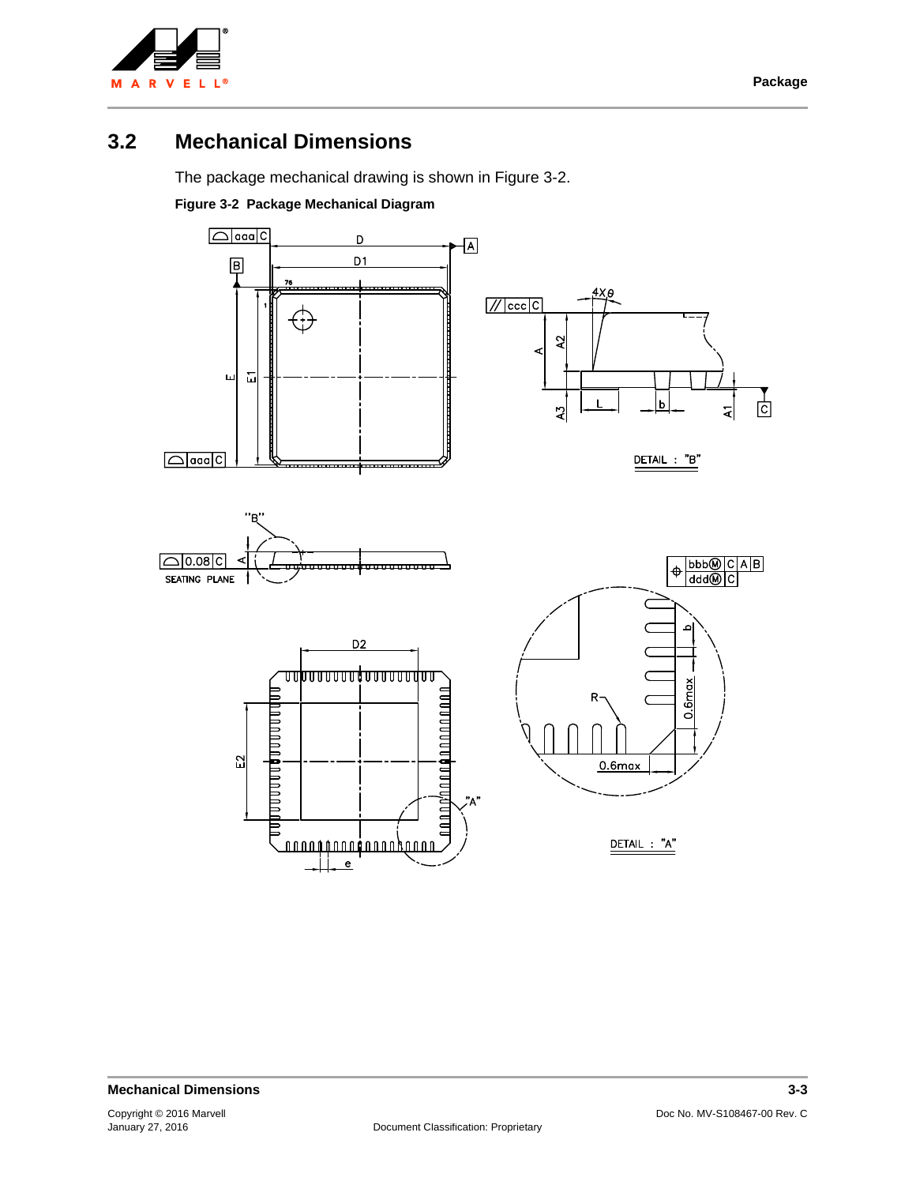## 3.2 Mechanical Dimensions

The package mechanical drawing is shown in Figure 3-2.

**Figure 3-2 Package Mechanical Diagram**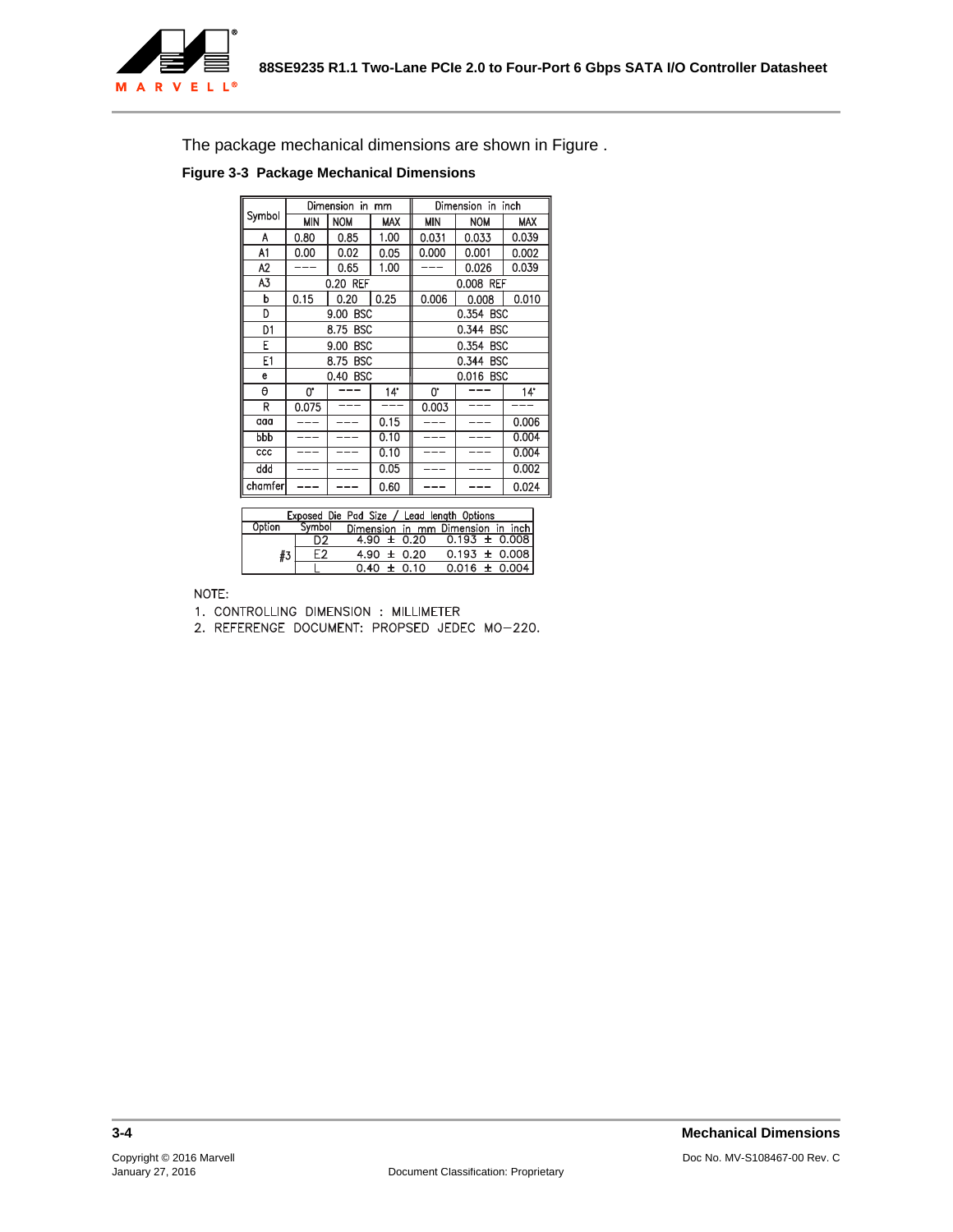The package mechanical dimensions are shown in Figure .

**Figure 3-3 Package Mechanical Dimensions**

| Symbol | Dimension in mm | | | Dimension in inch | | |
|---|---|---|---|---|---|---|
| | MIN | NOM | MAX | MIN | NOM | MAX |
| A | 0.80 | 0.85 | 1.00 | 0.031 | 0.033 | 0.039 |
| A1 | 0.00 | 0.02 | 0.05 | 0.000 | 0.001 | 0.002 |
| A2 | --- | 0.65 | 1.00 | --- | 0.026 | 0.039 |
| A3 | 0.20 REF | | | 0.008 REF | | |
| b | 0.15 | 0.20 | 0.25 | 0.006 | 0.008 | 0.010 |
| D | 9.00 BSC | | | 0.354 BSC | | |
| D1 | 8.75 BSC | | | 0.344 BSC | | |
| E | 9.00 BSC | | | 0.354 BSC | | |
| E1 | 8.75 BSC | | | 0.344 BSC | | |
| e | 0.40 BSC | | | 0.016 BSC | | |
| θ | 0° | --- | 14° | 0° | --- | 14° |
| R | 0.075 | --- | --- | 0.003 | --- | --- |
| aaa | --- | --- | 0.15 | --- | --- | 0.006 |
| bbb | --- | --- | 0.10 | --- | --- | 0.004 |
| ccc | --- | --- | 0.10 | --- | --- | 0.004 |
| ddd | --- | --- | 0.05 | --- | --- | 0.002 |
| chamfer | --- | --- | 0.60 | --- | --- | 0.024 |

| Exposed Die Pad Size / Lead length Options | | | |
|---|---|---|---|
| Option | Symbol | Dimension in mm | Dimension in inch |
| #3 | D2 | 4.90 ± 0.20 | 0.193 ± 0.008 |
| | E2 | 4.90 ± 0.20 | 0.193 ± 0.008 |
| | L | 0.40 ± 0.10 | 0.016 ± 0.004 |

NOTE:

1. CONTROLLING DIMENSION : MILLIMETER
2. REFERENGE DOCUMENT: PROPSED JEDEC MO-220.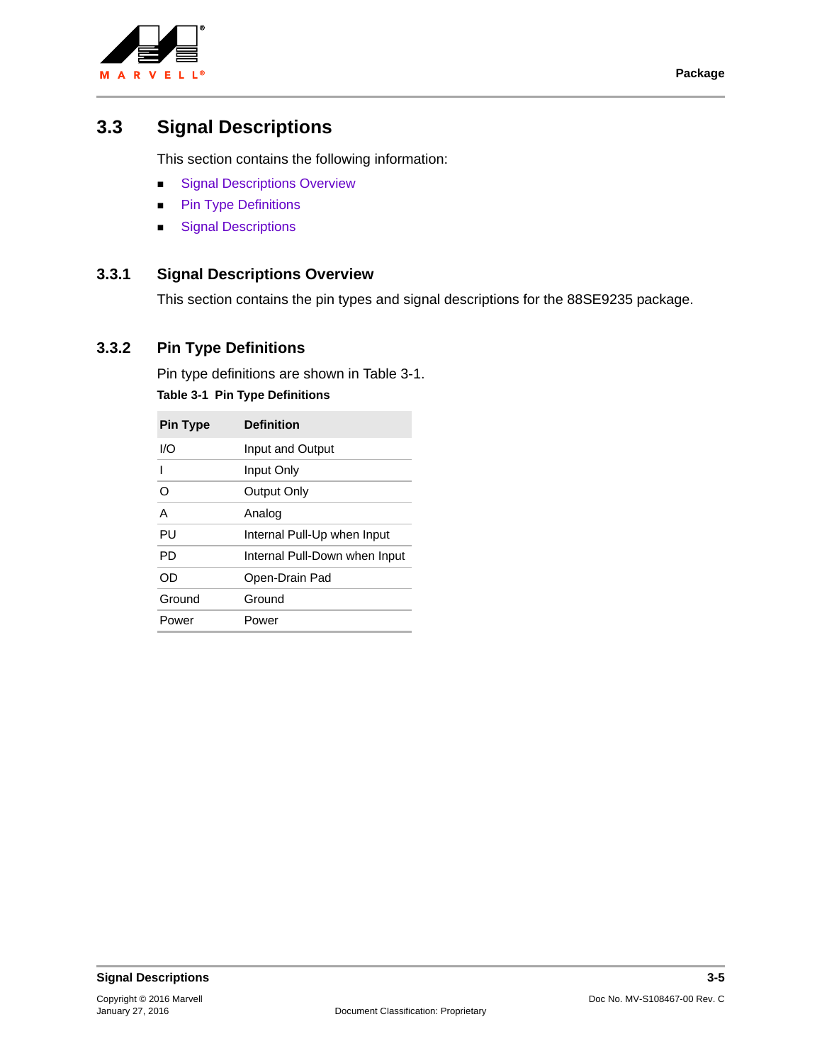## 3.3 Signal Descriptions

This section contains the following information:

- Signal Descriptions Overview
- Pin Type Definitions
- Signal Descriptions

### 3.3.1 Signal Descriptions Overview

This section contains the pin types and signal descriptions for the 88SE9235 package.

### 3.3.2 Pin Type Definitions

Pin type definitions are shown in Table 3-1.

**Table 3-1 Pin Type Definitions**

| Pin Type | Definition |
|---|---|
| I/O | Input and Output |
| I | Input Only |
| O | Output Only |
| A | Analog |
| PU | Internal Pull-Up when Input |
| PD | Internal Pull-Down when Input |
| OD | Open-Drain Pad |
| Ground | Ground |
| Power | Power |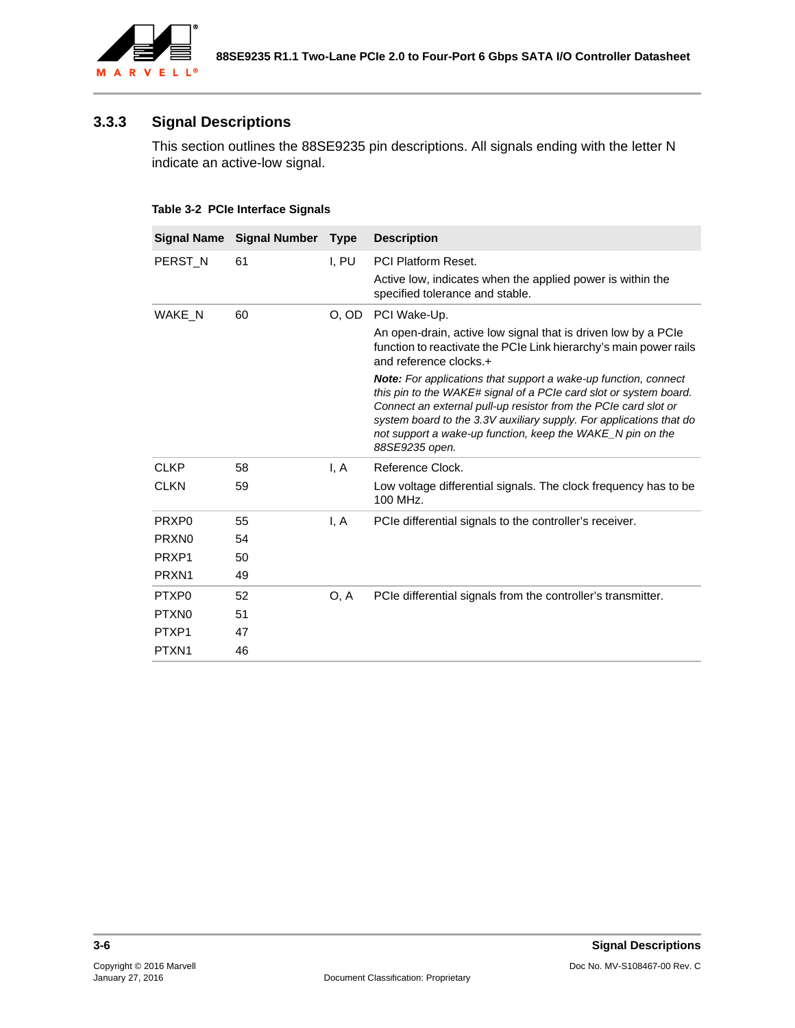### 3.3.3 Signal Descriptions

This section outlines the 88SE9235 pin descriptions. All signals ending with the letter N indicate an active-low signal.

**Table 3-2 PCIe Interface Signals**

| Signal Name | Signal Number | Type | Description |
|---|---|---|---|
| PERST_N | 61 | I, PU | PCI Platform Reset.<br>Active low, indicates when the applied power is within the specified tolerance and stable. |
| WAKE_N | 60 | O, OD | PCI Wake-Up.<br>An open-drain, active low signal that is driven low by a PCIe function to reactivate the PCIe Link hierarchy's main power rails and reference clocks.+<br>***Note:*** *For applications that support a wake-up function, connect this pin to the WAKE# signal of a PCIe card slot or system board. Connect an external pull-up resistor from the PCIe card slot or system board to the 3.3V auxiliary supply. For applications that do not support a wake-up function, keep the WAKE_N pin on the 88SE9235 open.* |
| CLKP<br>CLKN | 58<br>59 | I, A | Reference Clock.<br>Low voltage differential signals. The clock frequency has to be 100 MHz. |
| PRXP0<br>PRXN0<br>PRXP1<br>PRXN1 | 55<br>54<br>50<br>49 | I, A | PCIe differential signals to the controller's receiver. |
| PTXP0<br>PTXN0<br>PTXP1<br>PTXN1 | 52<br>51<br>47<br>46 | O, A | PCIe differential signals from the controller's transmitter. |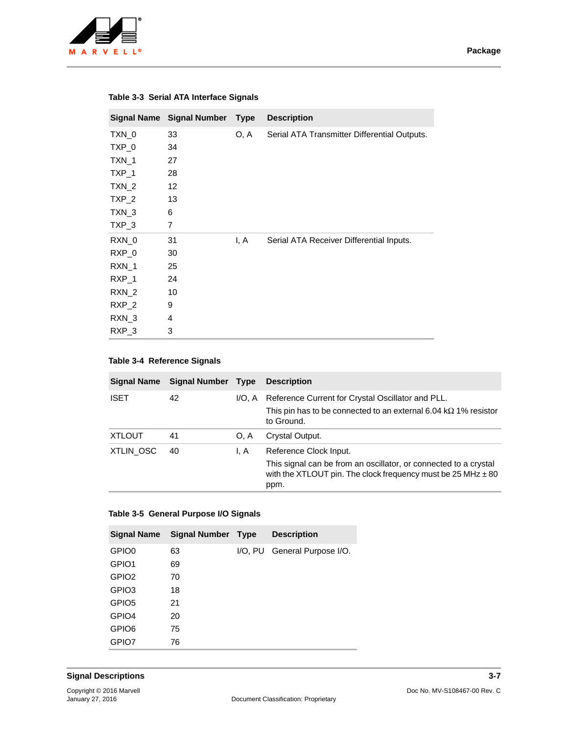**Table 3-3 Serial ATA Interface Signals**

| Signal Name | Signal Number | Type | Description |
|---|---|---|---|
| TXN_0 | 33 | O, A | Serial ATA Transmitter Differential Outputs. |
| TXP_0 | 34 | | |
| TXN_1 | 27 | | |
| TXP_1 | 28 | | |
| TXN_2 | 12 | | |
| TXP_2 | 13 | | |
| TXN_3 | 6 | | |
| TXP_3 | 7 | | |
| RXN_0 | 31 | I, A | Serial ATA Receiver Differential Inputs. |
| RXP_0 | 30 | | |
| RXN_1 | 25 | | |
| RXP_1 | 24 | | |
| RXN_2 | 10 | | |
| RXP_2 | 9 | | |
| RXN_3 | 4 | | |
| RXP_3 | 3 | | |

**Table 3-4 Reference Signals**

| Signal Name | Signal Number | Type | Description |
|---|---|---|---|
| ISET | 42 | I/O, A | Reference Current for Crystal Oscillator and PLL.<br>This pin has to be connected to an external 6.04 kΩ 1% resistor to Ground. |
| XTLOUT | 41 | O, A | Crystal Output. |
| XTLIN_OSC | 40 | I, A | Reference Clock Input.<br>This signal can be from an oscillator, or connected to a crystal with the XTLOUT pin. The clock frequency must be 25 MHz ± 80 ppm. |

**Table 3-5 General Purpose I/O Signals**

| Signal Name | Signal Number | Type | Description |
|---|---|---|---|
| GPIO0 | 63 | I/O, PU | General Purpose I/O. |
| GPIO1 | 69 | | |
| GPIO2 | 70 | | |
| GPIO3 | 18 | | |
| GPIO5 | 21 | | |
| GPIO4 | 20 | | |
| GPIO6 | 75 | | |
| GPIO7 | 76 | | |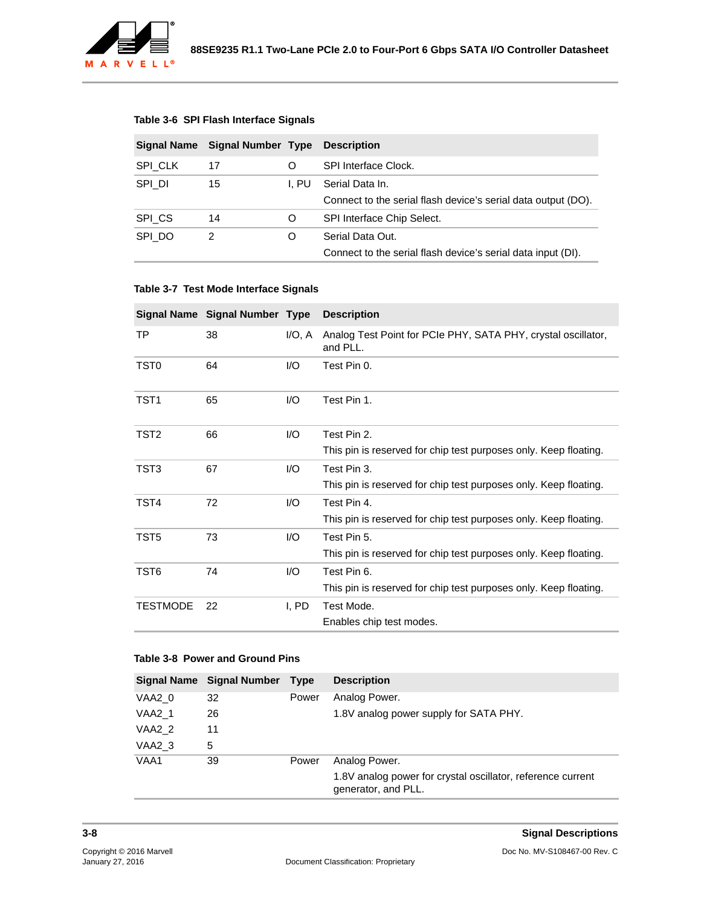**Table 3-6 SPI Flash Interface Signals**

| Signal Name | Signal Number | Type | Description |
|---|---|---|---|
| SPI_CLK | 17 | O | SPI Interface Clock. |
| SPI_DI | 15 | I, PU | Serial Data In.<br>Connect to the serial flash device's serial data output (DO). |
| SPI_CS | 14 | O | SPI Interface Chip Select. |
| SPI_DO | 2 | O | Serial Data Out.<br>Connect to the serial flash device's serial data input (DI). |

**Table 3-7 Test Mode Interface Signals**

| Signal Name | Signal Number | Type | Description |
|---|---|---|---|
| TP | 38 | I/O, A | Analog Test Point for PCIe PHY, SATA PHY, crystal oscillator, and PLL. |
| TST0 | 64 | I/O | Test Pin 0. |
| TST1 | 65 | I/O | Test Pin 1. |
| TST2 | 66 | I/O | Test Pin 2.<br>This pin is reserved for chip test purposes only. Keep floating. |
| TST3 | 67 | I/O | Test Pin 3.<br>This pin is reserved for chip test purposes only. Keep floating. |
| TST4 | 72 | I/O | Test Pin 4.<br>This pin is reserved for chip test purposes only. Keep floating. |
| TST5 | 73 | I/O | Test Pin 5.<br>This pin is reserved for chip test purposes only. Keep floating. |
| TST6 | 74 | I/O | Test Pin 6.<br>This pin is reserved for chip test purposes only. Keep floating. |
| TESTMODE | 22 | I, PD | Test Mode.<br>Enables chip test modes. |

**Table 3-8 Power and Ground Pins**

| Signal Name | Signal Number | Type | Description |
|---|---|---|---|
| VAA2_0<br>VAA2_1<br>VAA2_2<br>VAA2_3 | 32<br>26<br>11<br>5 | Power | Analog Power.<br>1.8V analog power supply for SATA PHY. |
| VAA1 | 39 | Power | Analog Power.<br>1.8V analog power for crystal oscillator, reference current generator, and PLL. |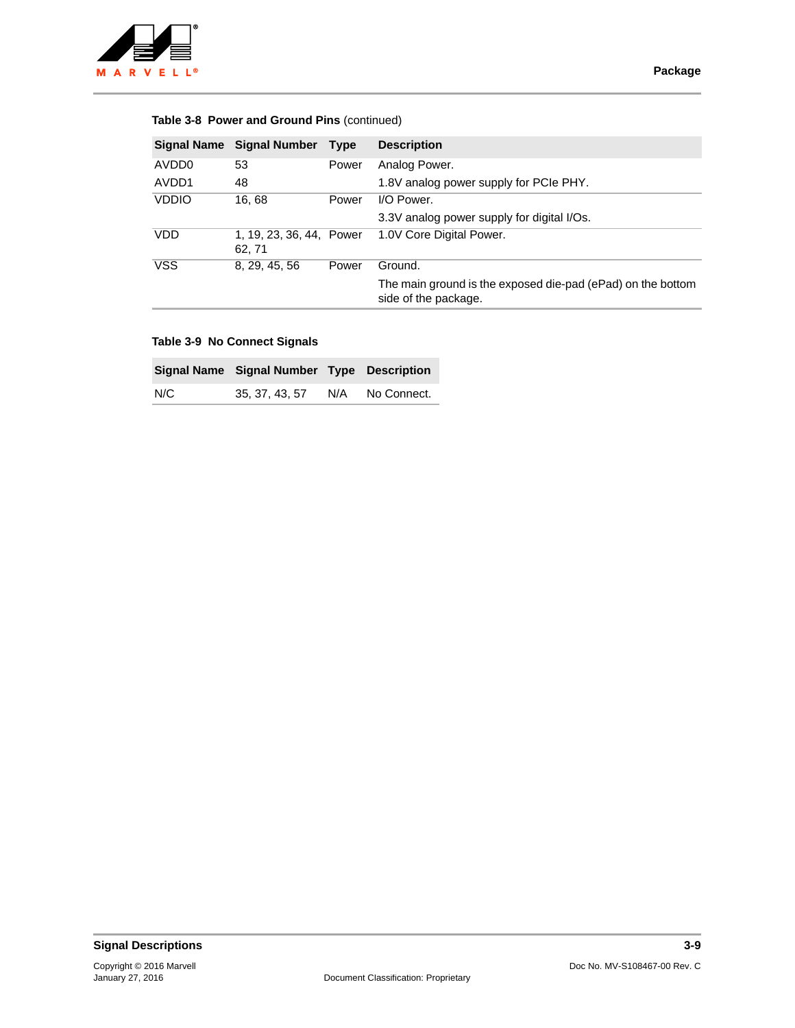**Table 3-8 Power and Ground Pins** (continued)

| Signal Name | Signal Number | Type | Description |
|---|---|---|---|
| AVDD0 | 53 | Power | Analog Power. |
| AVDD1 | 48 | | 1.8V analog power supply for PCIe PHY. |
| VDDIO | 16, 68 | Power | I/O Power. 3.3V analog power supply for digital I/Os. |
| VDD | 1, 19, 23, 36, 44, 62, 71 | Power | 1.0V Core Digital Power. |
| VSS | 8, 29, 45, 56 | Power | Ground. The main ground is the exposed die-pad (ePad) on the bottom side of the package. |

**Table 3-9 No Connect Signals**

| Signal Name | Signal Number | Type | Description |
|---|---|---|---|
| N/C | 35, 37, 43, 57 | N/A | No Connect. |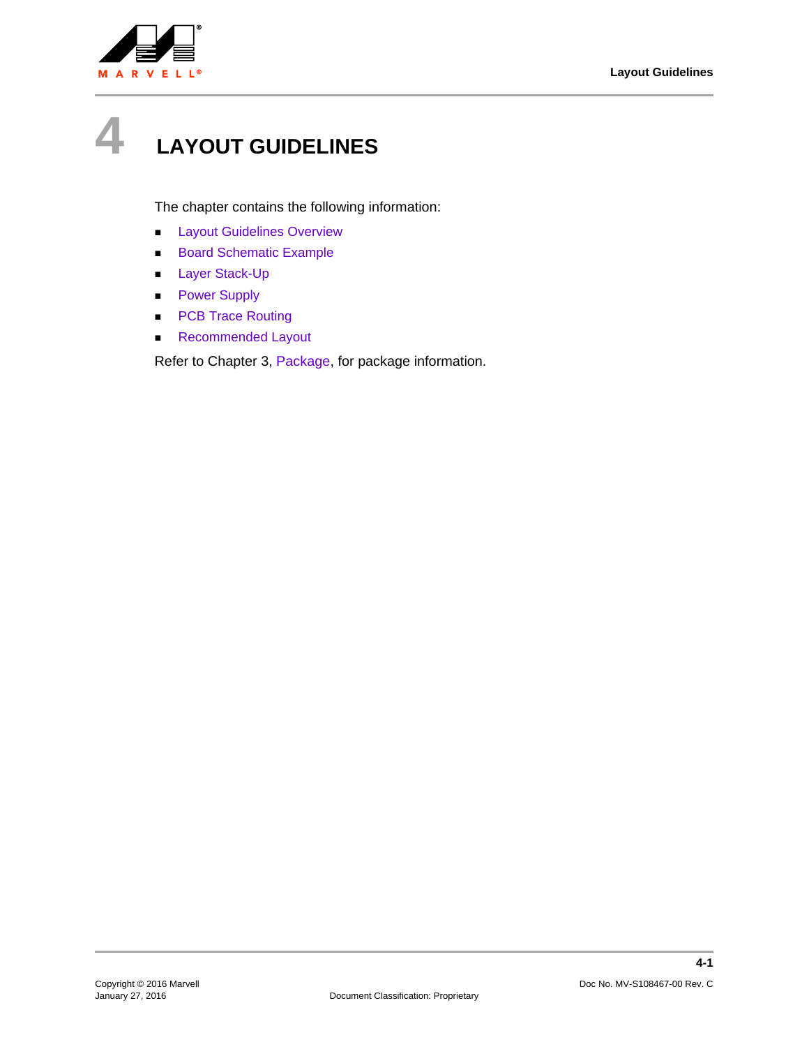# 4 LAYOUT GUIDELINES

The chapter contains the following information:

- Layout Guidelines Overview
- Board Schematic Example
- Layer Stack-Up
- Power Supply
- PCB Trace Routing
- Recommended Layout

Refer to Chapter 3, Package, for package information.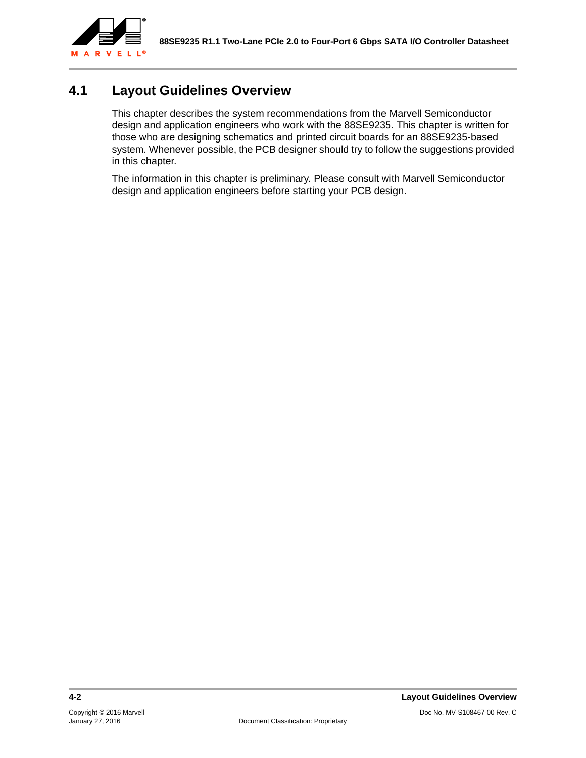## 4.1 Layout Guidelines Overview

This chapter describes the system recommendations from the Marvell Semiconductor design and application engineers who work with the 88SE9235. This chapter is written for those who are designing schematics and printed circuit boards for an 88SE9235-based system. Whenever possible, the PCB designer should try to follow the suggestions provided in this chapter.

The information in this chapter is preliminary. Please consult with Marvell Semiconductor design and application engineers before starting your PCB design.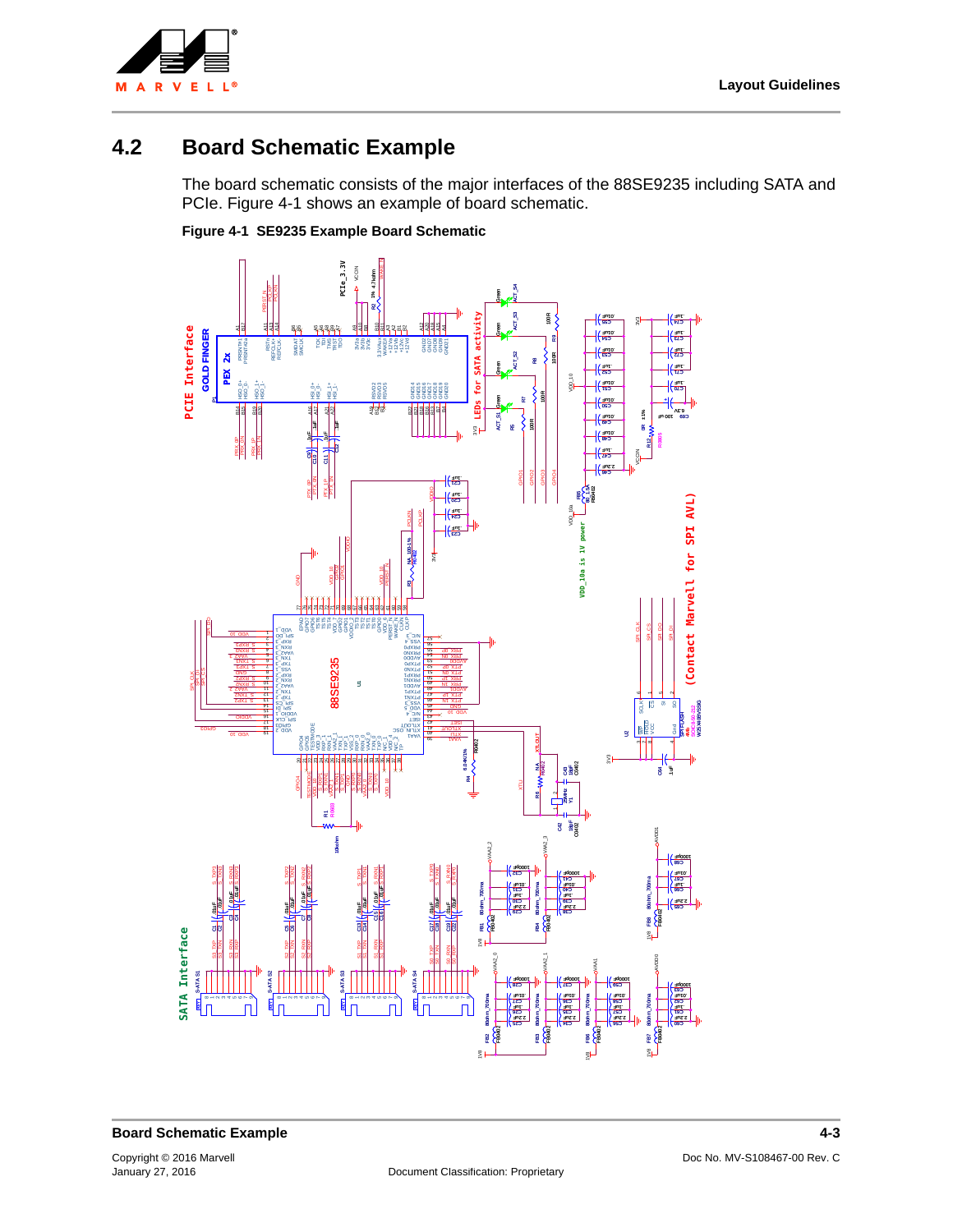## 4.2 Board Schematic Example

The board schematic consists of the major interfaces of the 88SE9235 including SATA and PCIe. Figure 4-1 shows an example of board schematic.

**Figure 4-1 SE9235 Example Board Schematic**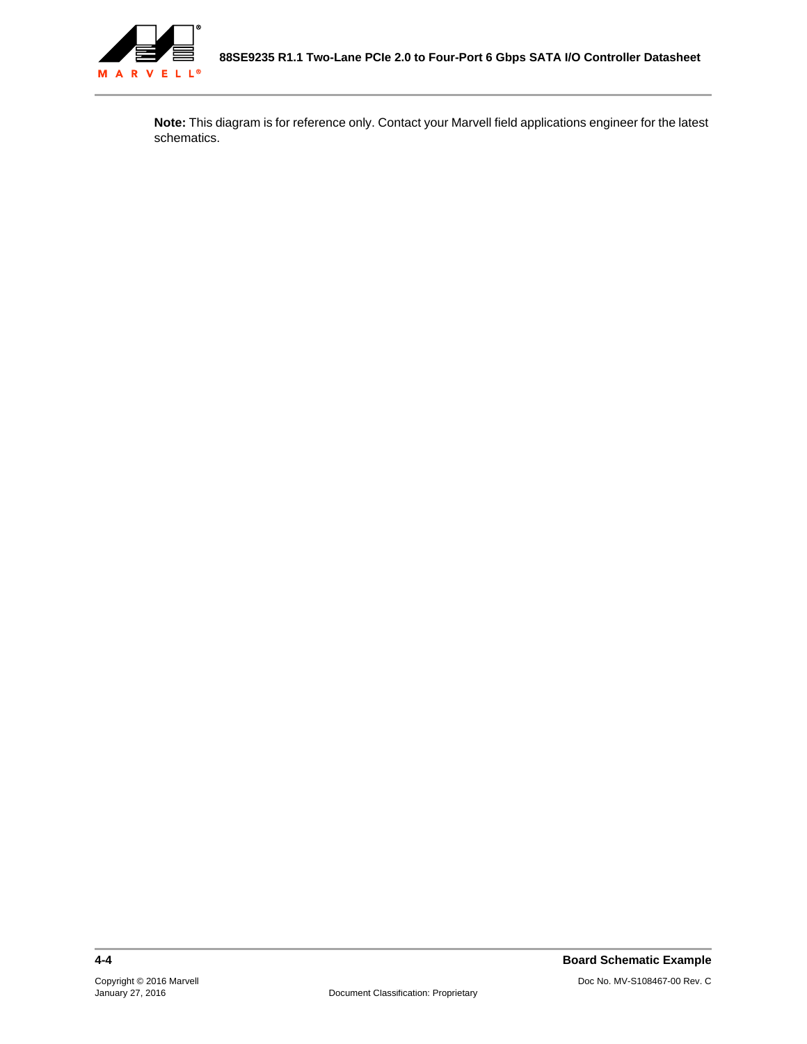**Note:** This diagram is for reference only. Contact your Marvell field applications engineer for the latest schematics.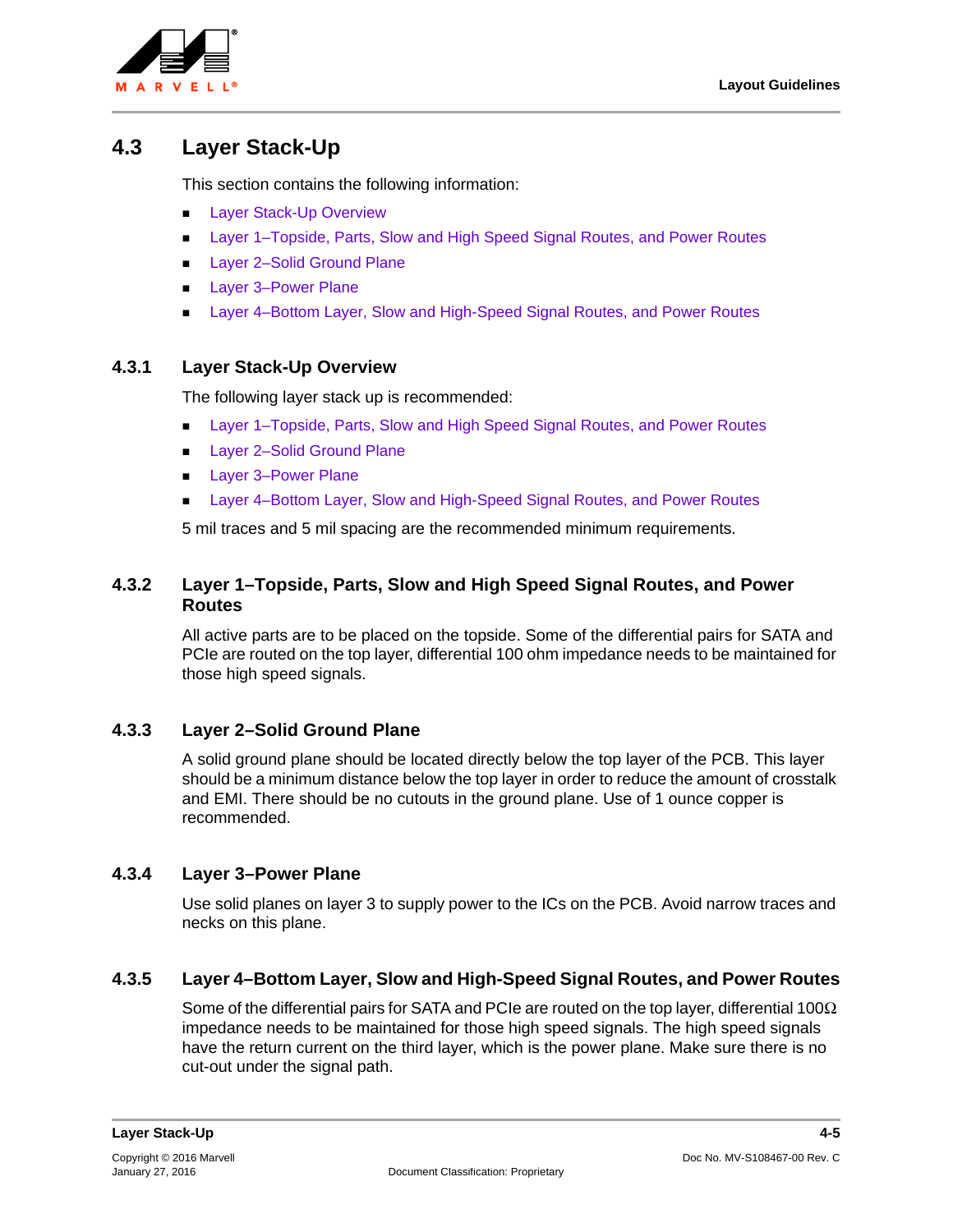## 4.3 Layer Stack-Up

This section contains the following information:

- Layer Stack-Up Overview
- Layer 1–Topside, Parts, Slow and High Speed Signal Routes, and Power Routes
- Layer 2–Solid Ground Plane
- Layer 3–Power Plane
- Layer 4–Bottom Layer, Slow and High-Speed Signal Routes, and Power Routes

### 4.3.1 Layer Stack-Up Overview

The following layer stack up is recommended:

- Layer 1–Topside, Parts, Slow and High Speed Signal Routes, and Power Routes
- Layer 2–Solid Ground Plane
- Layer 3–Power Plane
- Layer 4–Bottom Layer, Slow and High-Speed Signal Routes, and Power Routes

5 mil traces and 5 mil spacing are the recommended minimum requirements.

### 4.3.2 Layer 1–Topside, Parts, Slow and High Speed Signal Routes, and Power Routes

All active parts are to be placed on the topside. Some of the differential pairs for SATA and PCIe are routed on the top layer, differential 100 ohm impedance needs to be maintained for those high speed signals.

### 4.3.3 Layer 2–Solid Ground Plane

A solid ground plane should be located directly below the top layer of the PCB. This layer should be a minimum distance below the top layer in order to reduce the amount of crosstalk and EMI. There should be no cutouts in the ground plane. Use of 1 ounce copper is recommended.

### 4.3.4 Layer 3–Power Plane

Use solid planes on layer 3 to supply power to the ICs on the PCB. Avoid narrow traces and necks on this plane.

### 4.3.5 Layer 4–Bottom Layer, Slow and High-Speed Signal Routes, and Power Routes

Some of the differential pairs for SATA and PCIe are routed on the top layer, differential 100Ω impedance needs to be maintained for those high speed signals. The high speed signals have the return current on the third layer, which is the power plane. Make sure there is no cut-out under the signal path.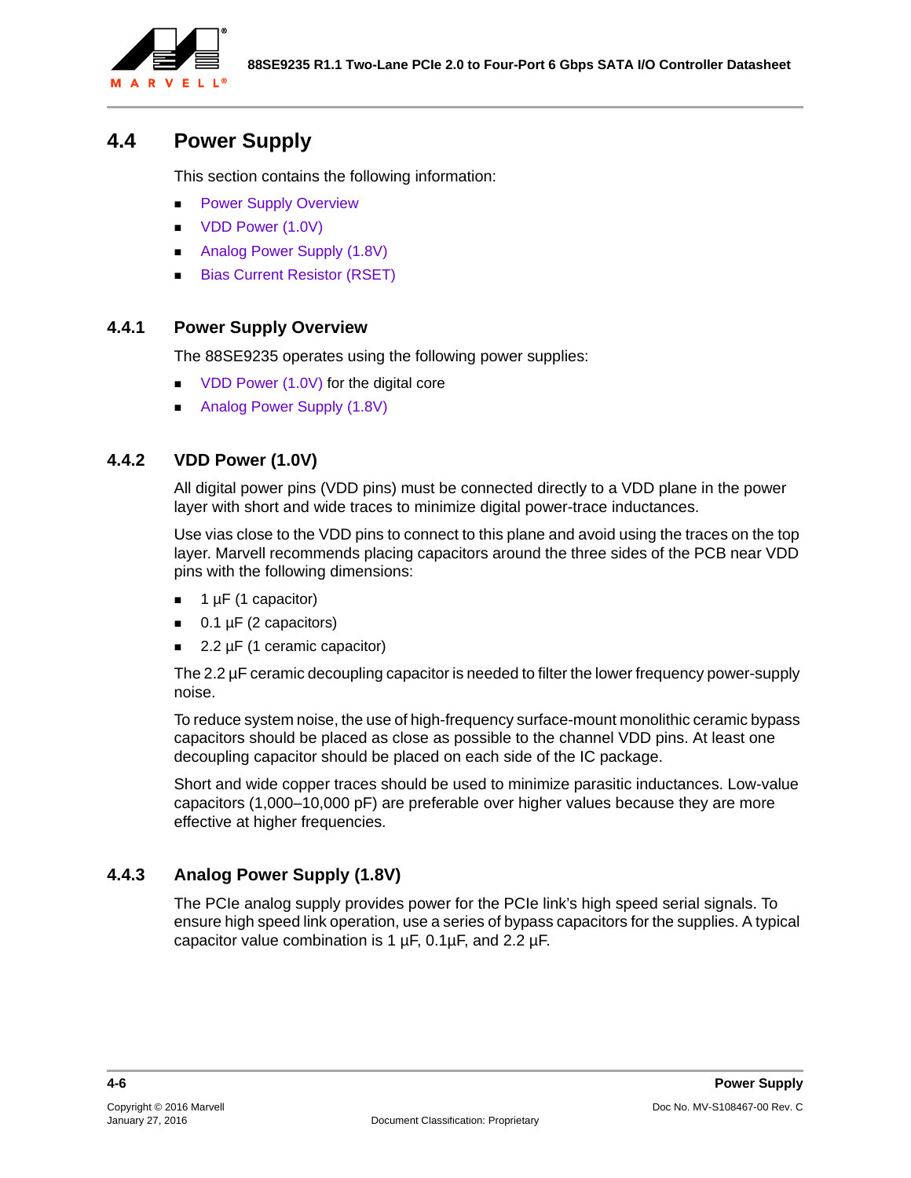## 4.4 Power Supply

This section contains the following information:

- Power Supply Overview
- VDD Power (1.0V)
- Analog Power Supply (1.8V)
- Bias Current Resistor (RSET)

### 4.4.1 Power Supply Overview

The 88SE9235 operates using the following power supplies:

- VDD Power (1.0V) for the digital core
- Analog Power Supply (1.8V)

### 4.4.2 VDD Power (1.0V)

All digital power pins (VDD pins) must be connected directly to a VDD plane in the power layer with short and wide traces to minimize digital power-trace inductances.

Use vias close to the VDD pins to connect to this plane and avoid using the traces on the top layer. Marvell recommends placing capacitors around the three sides of the PCB near VDD pins with the following dimensions:

- 1 µF (1 capacitor)
- 0.1 µF (2 capacitors)
- 2.2 µF (1 ceramic capacitor)

The 2.2 µF ceramic decoupling capacitor is needed to filter the lower frequency power-supply noise.

To reduce system noise, the use of high-frequency surface-mount monolithic ceramic bypass capacitors should be placed as close as possible to the channel VDD pins. At least one decoupling capacitor should be placed on each side of the IC package.

Short and wide copper traces should be used to minimize parasitic inductances. Low-value capacitors (1,000–10,000 pF) are preferable over higher values because they are more effective at higher frequencies.

### 4.4.3 Analog Power Supply (1.8V)

The PCIe analog supply provides power for the PCIe link's high speed serial signals. To ensure high speed link operation, use a series of bypass capacitors for the supplies. A typical capacitor value combination is 1 µF, 0.1µF, and 2.2 µF.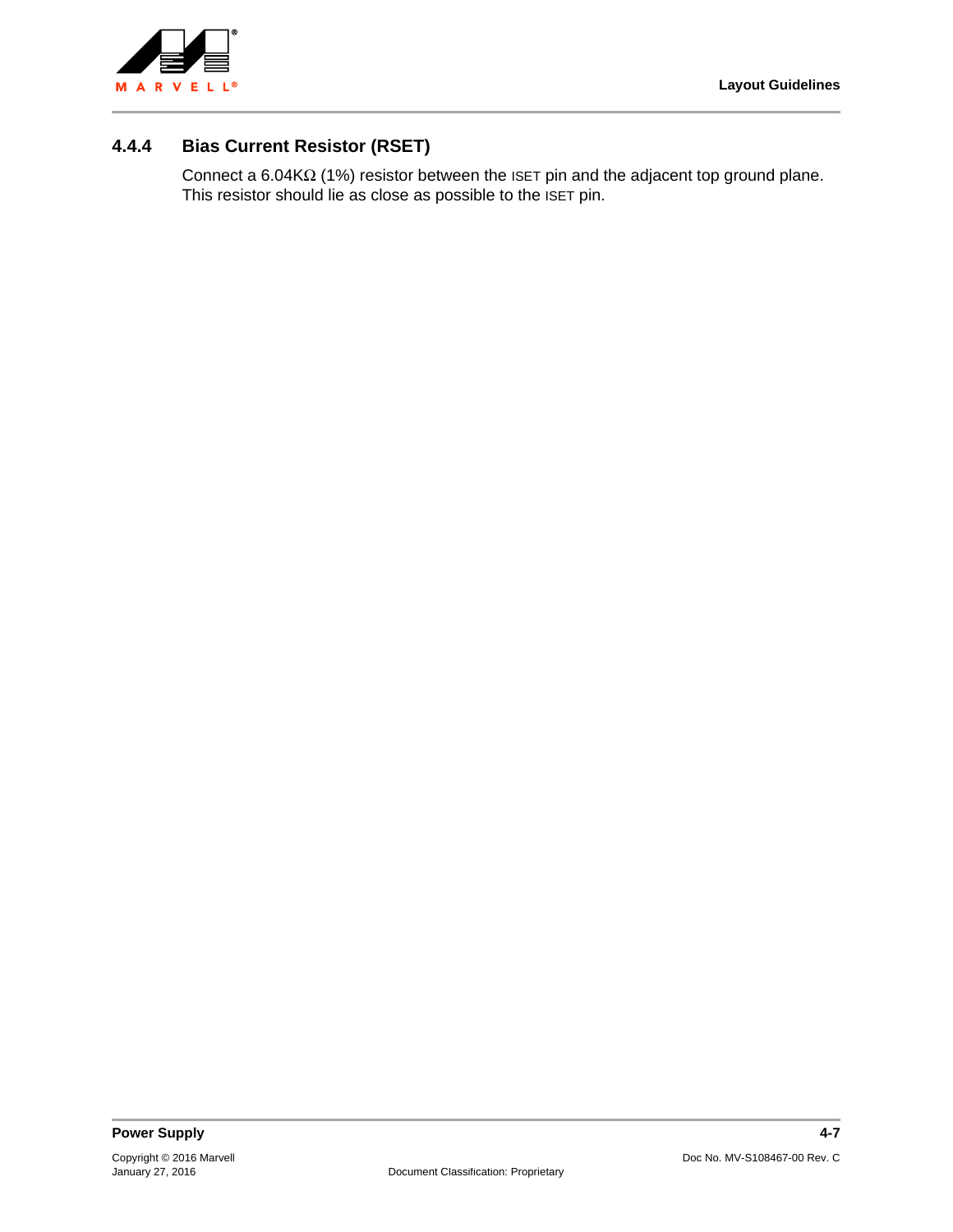### 4.4.4 Bias Current Resistor (RSET)

Connect a 6.04KΩ (1%) resistor between the ISET pin and the adjacent top ground plane. This resistor should lie as close as possible to the ISET pin.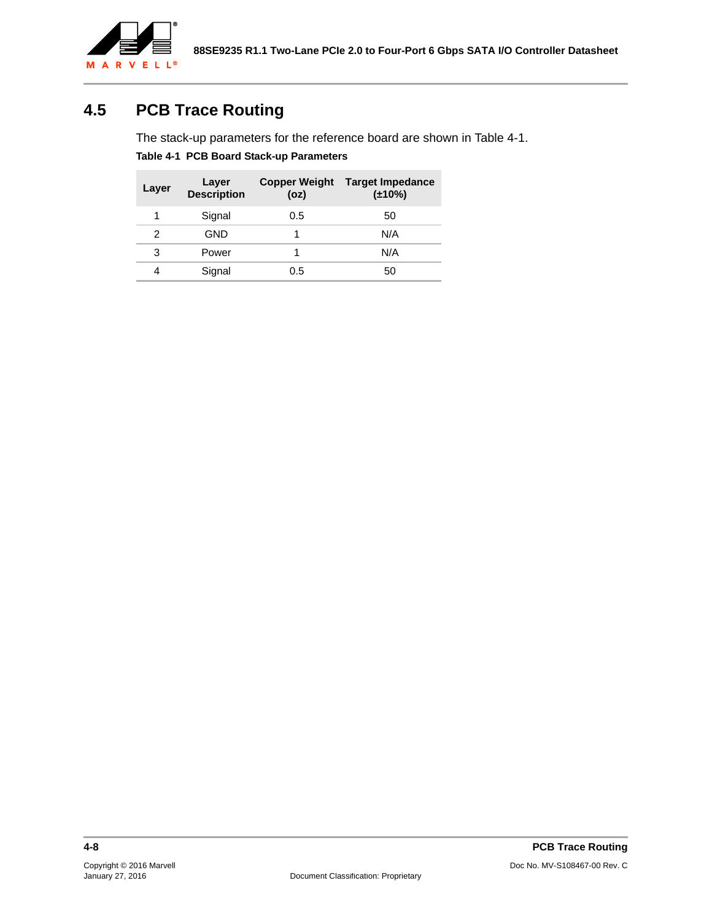## 4.5 PCB Trace Routing

The stack-up parameters for the reference board are shown in Table 4-1.

**Table 4-1 PCB Board Stack-up Parameters**

| Layer | Layer Description | Copper Weight (oz) | Target Impedance (±10%) |
|---|---|---|---|
| 1 | Signal | 0.5 | 50 |
| 2 | GND | 1 | N/A |
| 3 | Power | 1 | N/A |
| 4 | Signal | 0.5 | 50 |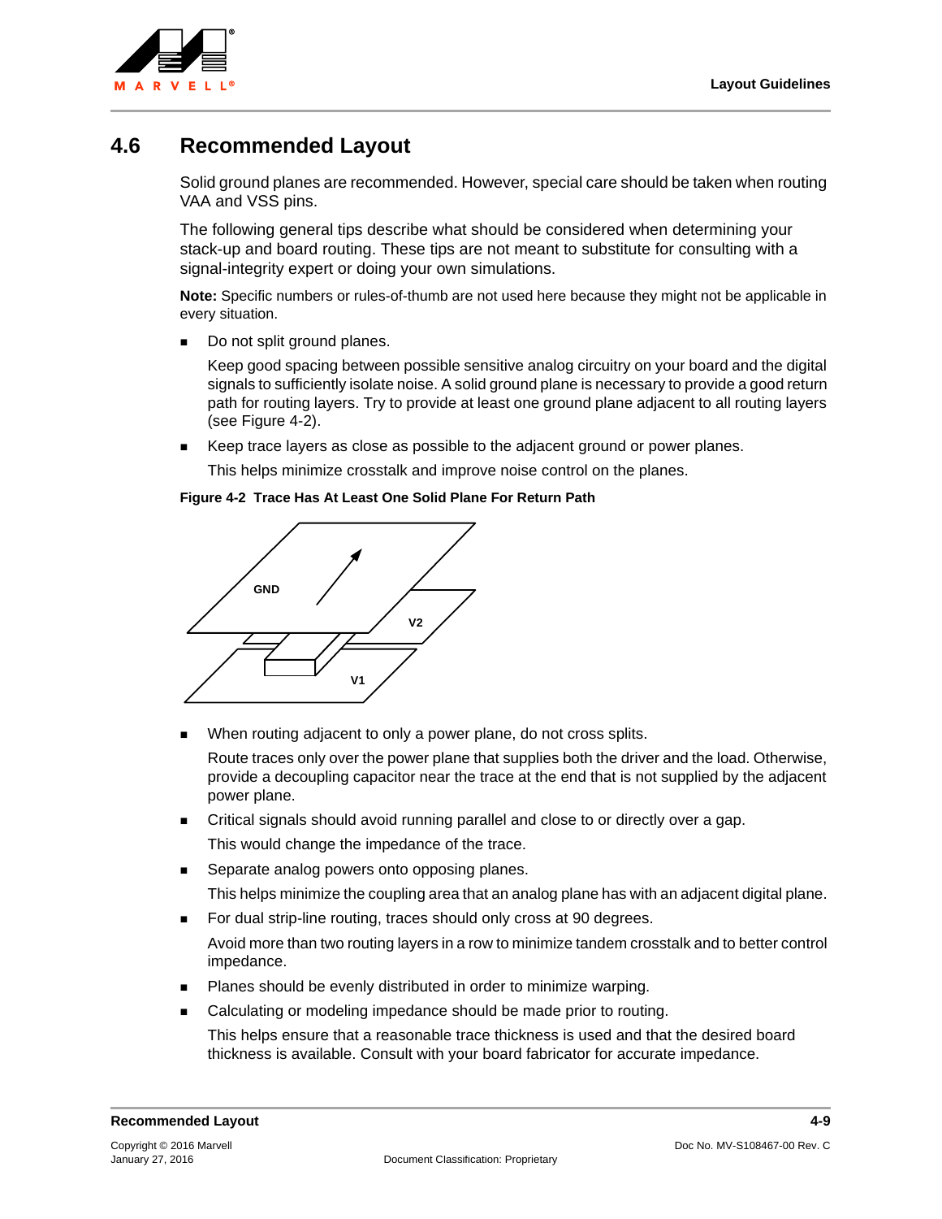## 4.6 Recommended Layout

Solid ground planes are recommended. However, special care should be taken when routing VAA and VSS pins.

The following general tips describe what should be considered when determining your stack-up and board routing. These tips are not meant to substitute for consulting with a signal-integrity expert or doing your own simulations.

**Note:** Specific numbers or rules-of-thumb are not used here because they might not be applicable in every situation.

- Do not split ground planes.

  Keep good spacing between possible sensitive analog circuitry on your board and the digital signals to sufficiently isolate noise. A solid ground plane is necessary to provide a good return path for routing layers. Try to provide at least one ground plane adjacent to all routing layers (see Figure 4-2).

- Keep trace layers as close as possible to the adjacent ground or power planes.

  This helps minimize crosstalk and improve noise control on the planes.

**Figure 4-2 Trace Has At Least One Solid Plane For Return Path**

GND

V2

V1

- When routing adjacent to only a power plane, do not cross splits.

  Route traces only over the power plane that supplies both the driver and the load. Otherwise, provide a decoupling capacitor near the trace at the end that is not supplied by the adjacent power plane.

- Critical signals should avoid running parallel and close to or directly over a gap.

  This would change the impedance of the trace.

- Separate analog powers onto opposing planes.

  This helps minimize the coupling area that an analog plane has with an adjacent digital plane.

- For dual strip-line routing, traces should only cross at 90 degrees.

  Avoid more than two routing layers in a row to minimize tandem crosstalk and to better control impedance.

- Planes should be evenly distributed in order to minimize warping.
- Calculating or modeling impedance should be made prior to routing.

  This helps ensure that a reasonable trace thickness is used and that the desired board thickness is available. Consult with your board fabricator for accurate impedance.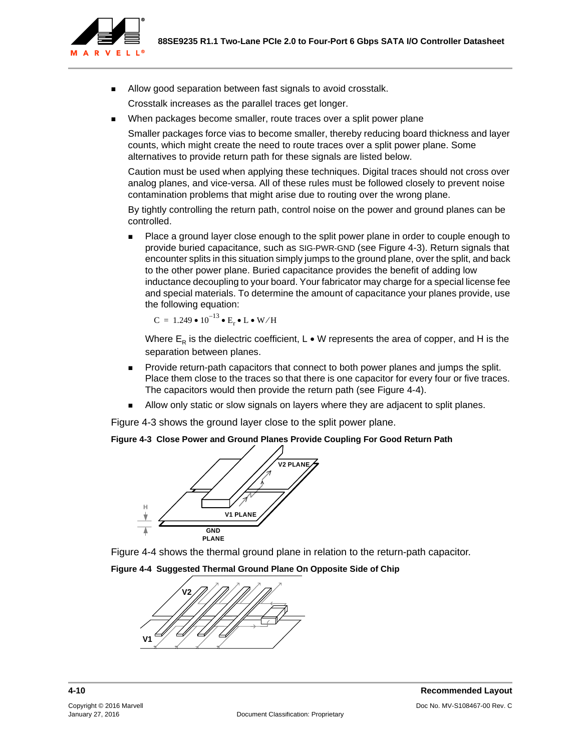- Allow good separation between fast signals to avoid crosstalk.

  Crosstalk increases as the parallel traces get longer.

- When packages become smaller, route traces over a split power plane

  Smaller packages force vias to become smaller, thereby reducing board thickness and layer counts, which might create the need to route traces over a split power plane. Some alternatives to provide return path for these signals are listed below.

  Caution must be used when applying these techniques. Digital traces should not cross over analog planes, and vice-versa. All of these rules must be followed closely to prevent noise contamination problems that might arise due to routing over the wrong plane.

  By tightly controlling the return path, control noise on the power and ground planes can be controlled.

  - Place a ground layer close enough to the split power plane in order to couple enough to provide buried capacitance, such as SIG-PWR-GND (see Figure 4-3). Return signals that encounter splits in this situation simply jumps to the ground plane, over the split, and back to the other power plane. Buried capacitance provides the benefit of adding low inductance decoupling to your board. Your fabricator may charge for a special license fee and special materials. To determine the amount of capacitance your planes provide, use the following equation:

    $$C = 1.249 \bullet 10^{-13} \bullet E_r \bullet L \bullet W / H$$

    Where $E_R$ is the dielectric coefficient, L • W represents the area of copper, and H is the separation between planes.

  - Provide return-path capacitors that connect to both power planes and jumps the split. Place them close to the traces so that there is one capacitor for every four or five traces. The capacitors would then provide the return path (see Figure 4-4).
  - Allow only static or slow signals on layers where they are adjacent to split planes.

Figure 4-3 shows the ground layer close to the split power plane.

**Figure 4-3 Close Power and Ground Planes Provide Coupling For Good Return Path**

Figure 4-4 shows the thermal ground plane in relation to the return-path capacitor.

**Figure 4-4 Suggested Thermal Ground Plane On Opposite Side of Chip**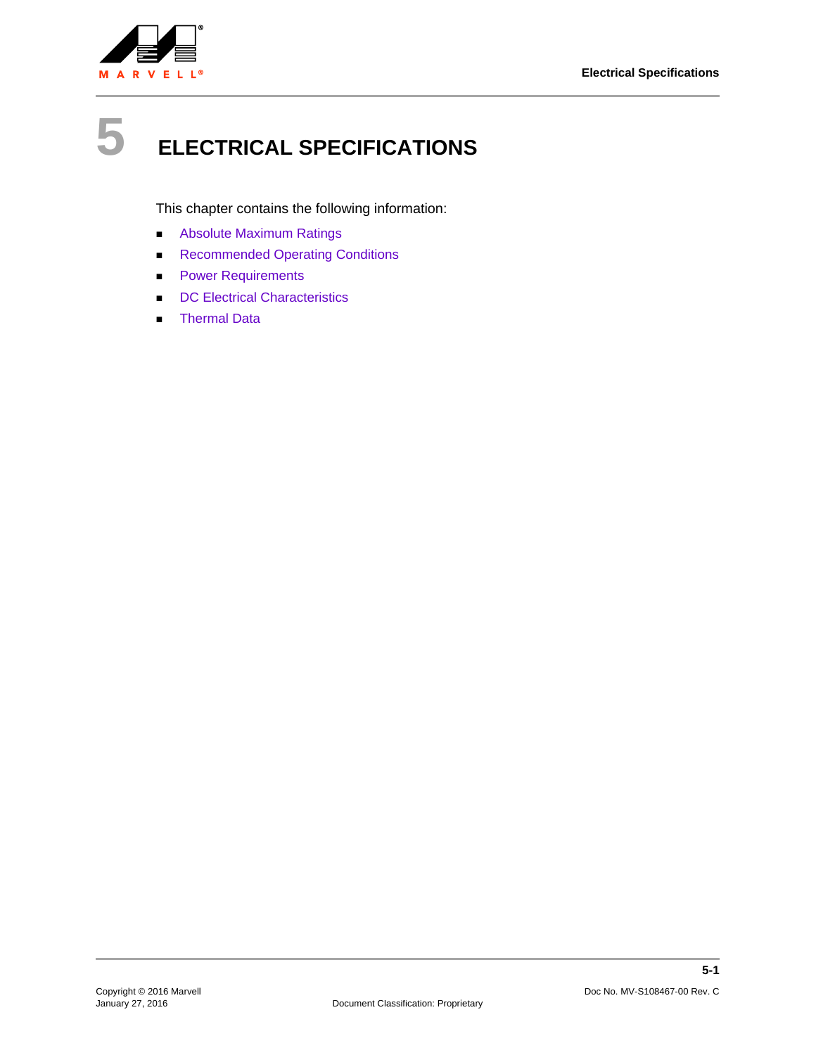# 5 ELECTRICAL SPECIFICATIONS

This chapter contains the following information:

- Absolute Maximum Ratings
- Recommended Operating Conditions
- Power Requirements
- DC Electrical Characteristics
- Thermal Data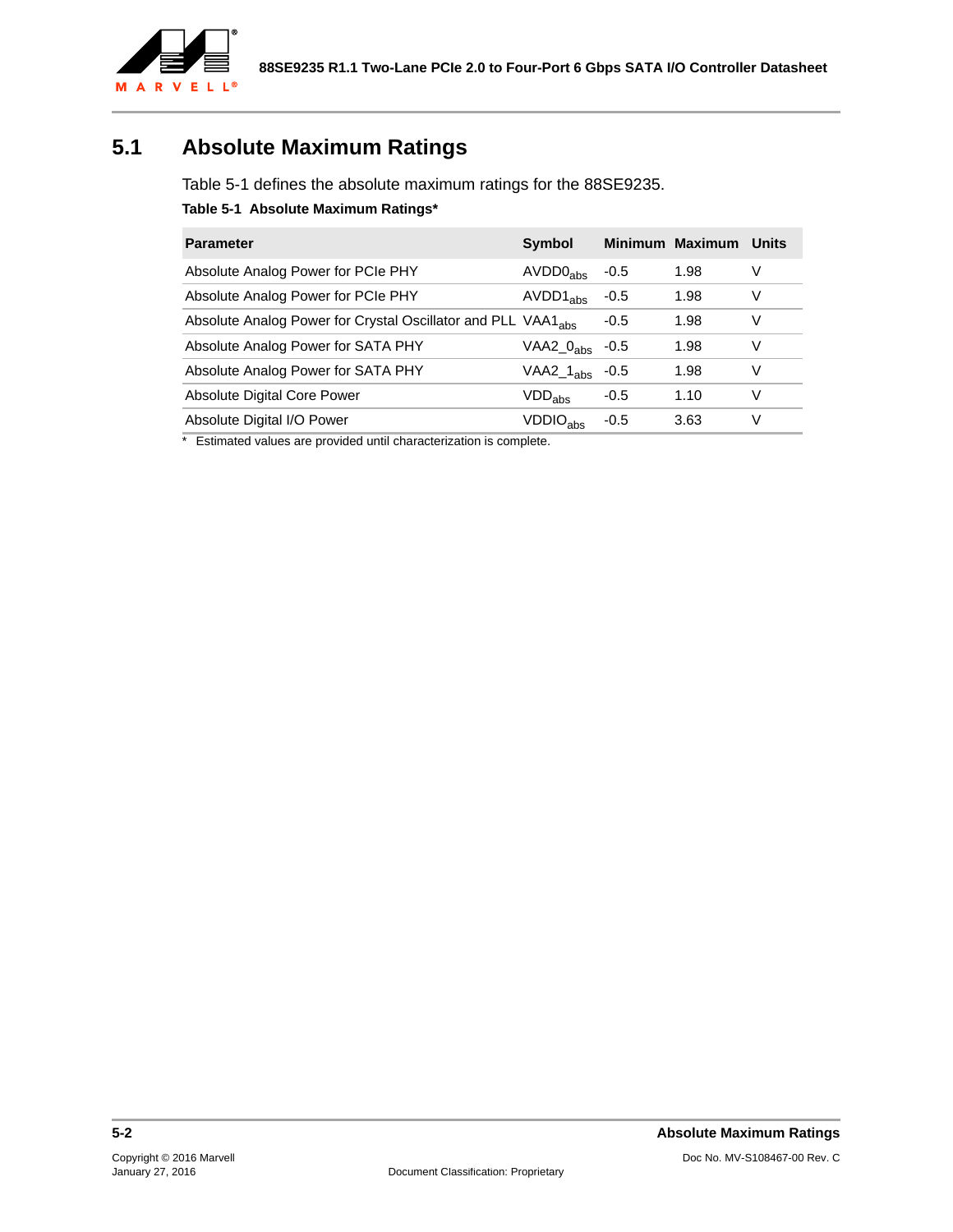## 5.1 Absolute Maximum Ratings

Table 5-1 defines the absolute maximum ratings for the 88SE9235.

**Table 5-1 Absolute Maximum Ratings***

| Parameter | Symbol | Minimum | Maximum | Units |
|---|---|---|---|---|
| Absolute Analog Power for PCIe PHY | $AVDD0_{abs}$ | -0.5 | 1.98 | V |
| Absolute Analog Power for PCIe PHY | $AVDD1_{abs}$ | -0.5 | 1.98 | V |
| Absolute Analog Power for Crystal Oscillator and PLL | $VAA1_{abs}$ | -0.5 | 1.98 | V |
| Absolute Analog Power for SATA PHY | $VAA2\_0_{abs}$ | -0.5 | 1.98 | V |
| Absolute Analog Power for SATA PHY | $VAA2\_1_{abs}$ | -0.5 | 1.98 | V |
| Absolute Digital Core Power | $VDD_{abs}$ | -0.5 | 1.10 | V |
| Absolute Digital I/O Power | $VDDIO_{abs}$ | -0.5 | 3.63 | V |

* Estimated values are provided until characterization is complete.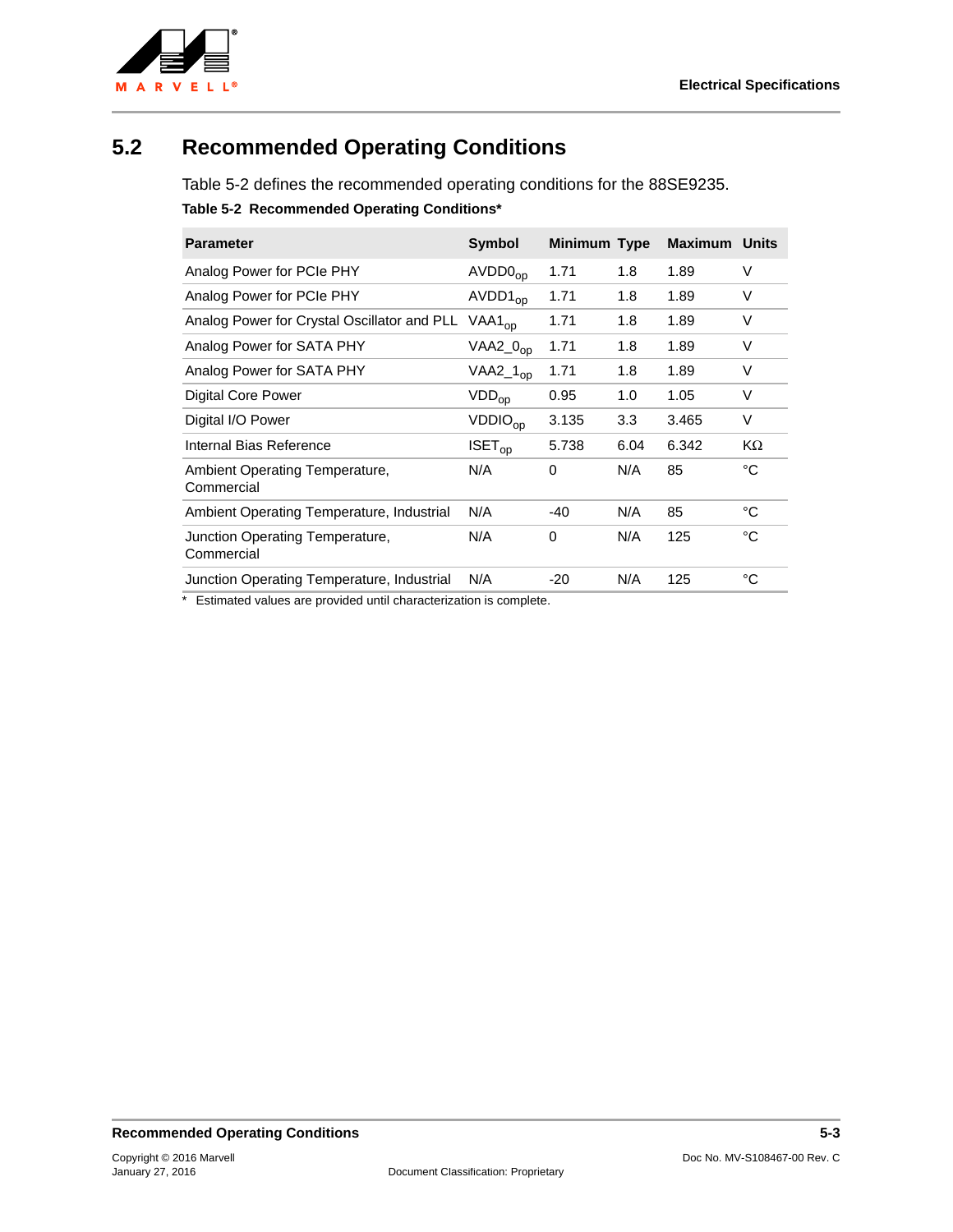## 5.2 Recommended Operating Conditions

Table 5-2 defines the recommended operating conditions for the 88SE9235.

**Table 5-2 Recommended Operating Conditions***

| Parameter | Symbol | Minimum | Type | Maximum | Units |
|---|---|---|---|---|---|
| Analog Power for PCIe PHY | $AVDD0_{op}$ | 1.71 | 1.8 | 1.89 | V |
| Analog Power for PCIe PHY | $AVDD1_{op}$ | 1.71 | 1.8 | 1.89 | V |
| Analog Power for Crystal Oscillator and PLL | $VAA1_{op}$ | 1.71 | 1.8 | 1.89 | V |
| Analog Power for SATA PHY | $VAA2\_0_{op}$ | 1.71 | 1.8 | 1.89 | V |
| Analog Power for SATA PHY | $VAA2\_1_{op}$ | 1.71 | 1.8 | 1.89 | V |
| Digital Core Power | $VDD_{op}$ | 0.95 | 1.0 | 1.05 | V |
| Digital I/O Power | $VDDIO_{op}$ | 3.135 | 3.3 | 3.465 | V |
| Internal Bias Reference | $ISET_{op}$ | 5.738 | 6.04 | 6.342 | KΩ |
| Ambient Operating Temperature, Commercial | N/A | 0 | N/A | 85 | °C |
| Ambient Operating Temperature, Industrial | N/A | -40 | N/A | 85 | °C |
| Junction Operating Temperature, Commercial | N/A | 0 | N/A | 125 | °C |
| Junction Operating Temperature, Industrial | N/A | -20 | N/A | 125 | °C |

\* Estimated values are provided until characterization is complete.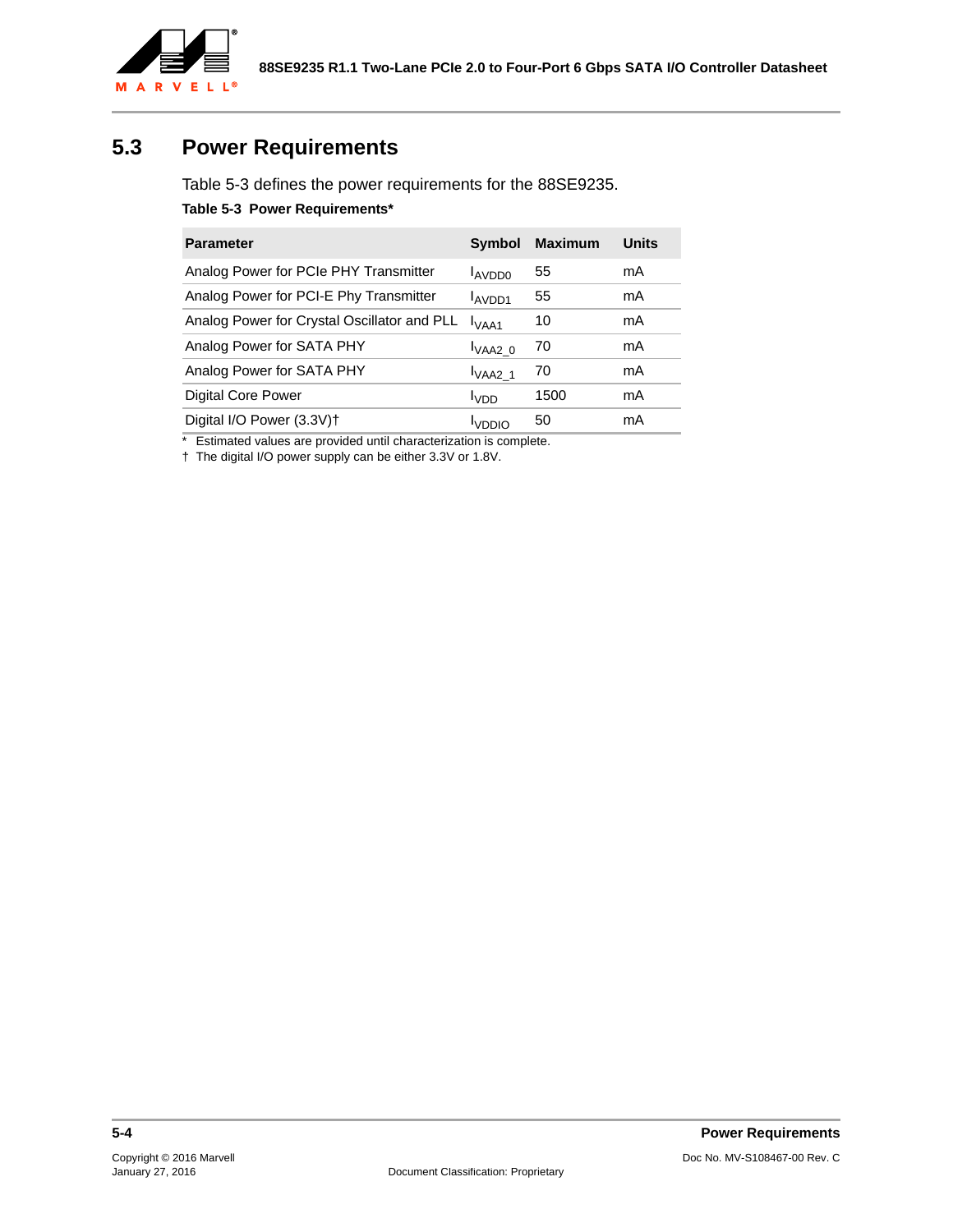## 5.3 Power Requirements

Table 5-3 defines the power requirements for the 88SE9235.

**Table 5-3 Power Requirements***

| Parameter | Symbol | Maximum | Units |
|---|---|---|---|
| Analog Power for PCIe PHY Transmitter | $I_{AVDD0}$ | 55 | mA |
| Analog Power for PCI-E Phy Transmitter | $I_{AVDD1}$ | 55 | mA |
| Analog Power for Crystal Oscillator and PLL | $I_{VAA1}$ | 10 | mA |
| Analog Power for SATA PHY | $I_{VAA2\_0}$ | 70 | mA |
| Analog Power for SATA PHY | $I_{VAA2\_1}$ | 70 | mA |
| Digital Core Power | $I_{VDD}$ | 1500 | mA |
| Digital I/O Power (3.3V)† | $I_{VDDIO}$ | 50 | mA |

* Estimated values are provided until characterization is complete.

† The digital I/O power supply can be either 3.3V or 1.8V.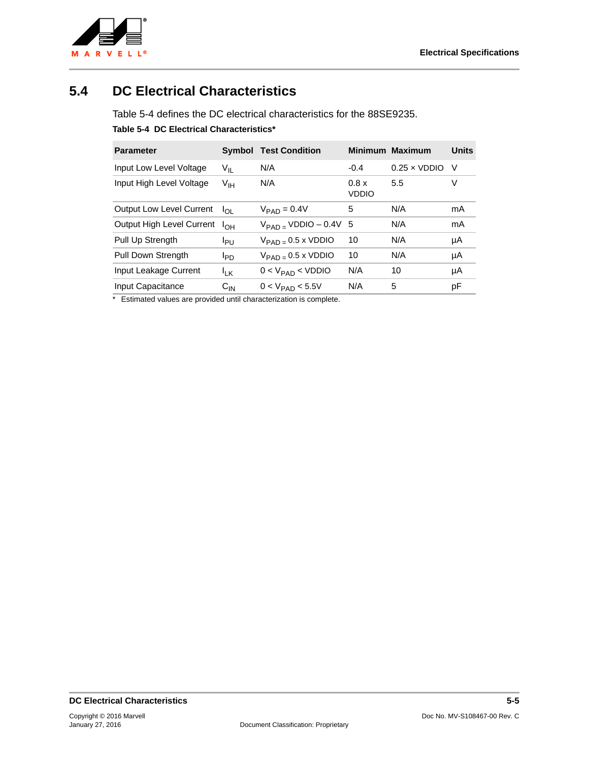## 5.4 DC Electrical Characteristics

Table 5-4 defines the DC electrical characteristics for the 88SE9235.

**Table 5-4 DC Electrical Characteristics***

| Parameter | Symbol | Test Condition | Minimum | Maximum | Units |
|---|---|---|---|---|---|
| Input Low Level Voltage | $V_{IL}$ | N/A | -0.4 | 0.25 × VDDIO | V |
| Input High Level Voltage | $V_{IH}$ | N/A | 0.8 x VDDIO | 5.5 | V |
| Output Low Level Current | $I_{OL}$ | $V_{PAD}$ = 0.4V | 5 | N/A | mA |
| Output High Level Current | $I_{OH}$ | $V_{PAD}$ = VDDIO – 0.4V | 5 | N/A | mA |
| Pull Up Strength | $I_{PU}$ | $V_{PAD}$ = 0.5 x VDDIO | 10 | N/A | µA |
| Pull Down Strength | $I_{PD}$ | $V_{PAD}$ = 0.5 x VDDIO | 10 | N/A | µA |
| Input Leakage Current | $I_{LK}$ | 0 < $V_{PAD}$ < VDDIO | N/A | 10 | µA |
| Input Capacitance | $C_{IN}$ | 0 < $V_{PAD}$ < 5.5V | N/A | 5 | pF |

\* Estimated values are provided until characterization is complete.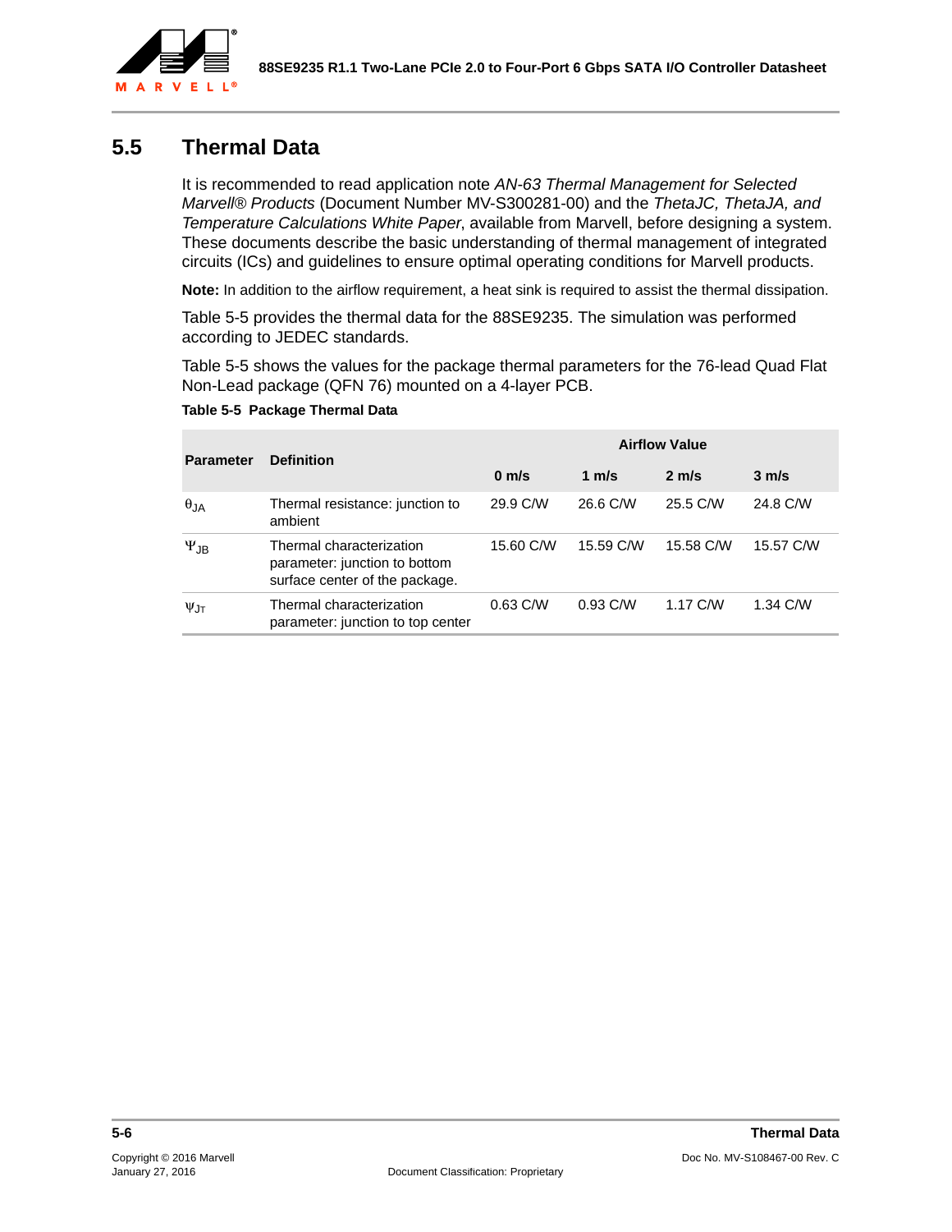## 5.5 Thermal Data

It is recommended to read application note *AN-63 Thermal Management for Selected Marvell® Products* (Document Number MV-S300281-00) and the *ThetaJC, ThetaJA, and Temperature Calculations White Paper*, available from Marvell, before designing a system. These documents describe the basic understanding of thermal management of integrated circuits (ICs) and guidelines to ensure optimal operating conditions for Marvell products.

**Note:** In addition to the airflow requirement, a heat sink is required to assist the thermal dissipation.

Table 5-5 provides the thermal data for the 88SE9235. The simulation was performed according to JEDEC standards.

Table 5-5 shows the values for the package thermal parameters for the 76-lead Quad Flat Non-Lead package (QFN 76) mounted on a 4-layer PCB.

**Table 5-5 Package Thermal Data**

| Parameter | Definition | Airflow Value | | | |
|---|---|---|---|---|---|
| | | **0 m/s** | **1 m/s** | **2 m/s** | **3 m/s** |
| $\theta_{JA}$ | Thermal resistance: junction to ambient | 29.9 C/W | 26.6 C/W | 25.5 C/W | 24.8 C/W |
| $\Psi_{JB}$ | Thermal characterization parameter: junction to bottom surface center of the package. | 15.60 C/W | 15.59 C/W | 15.58 C/W | 15.57 C/W |
| $\psi_{JT}$ | Thermal characterization parameter: junction to top center | 0.63 C/W | 0.93 C/W | 1.17 C/W | 1.34 C/W |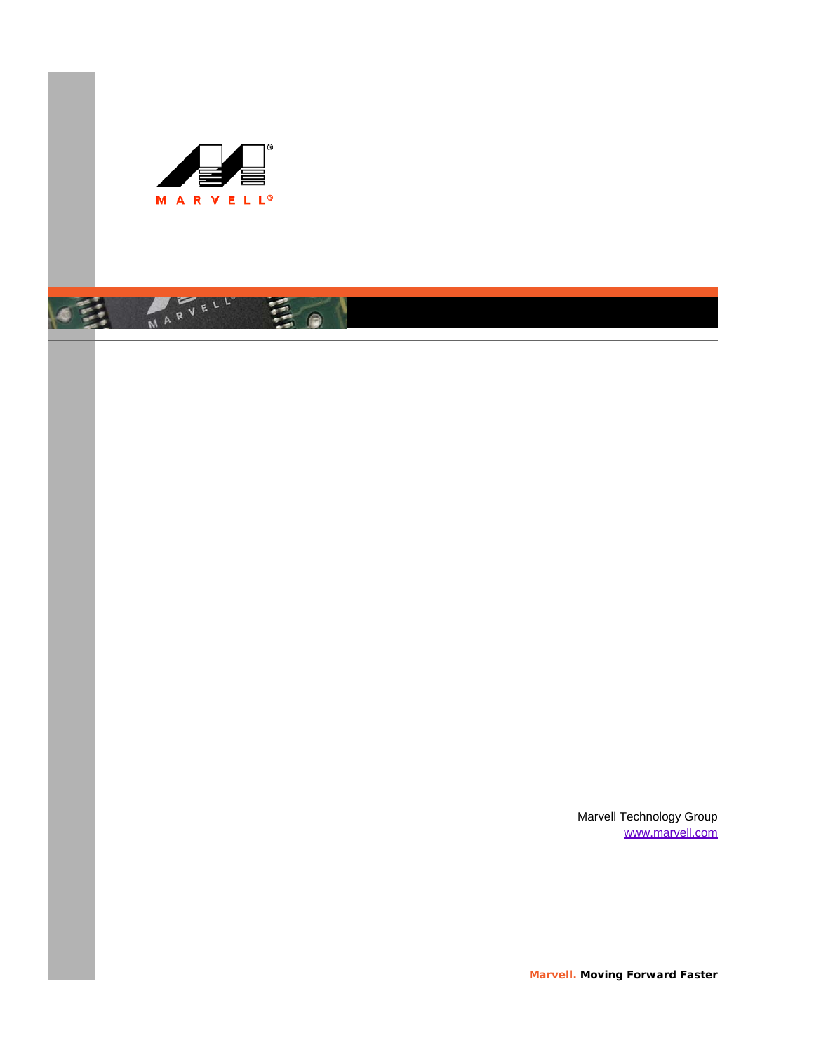MARVELL®

Marvell Technology Group

www.marvell.com

**Marvell.** **Moving Forward Faster**